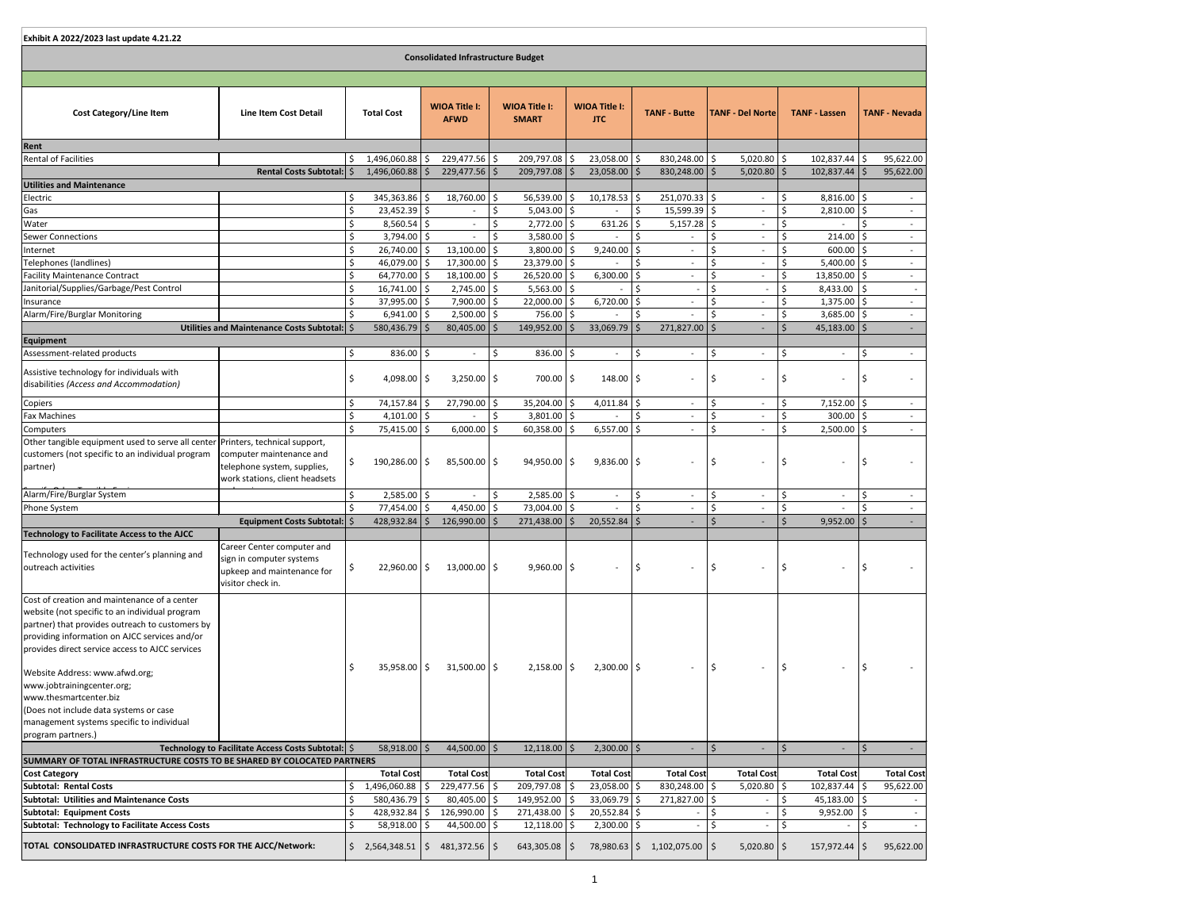Exhibit A 2022/2023 last update 4.21.22

## Consolidated Infrastructure Budget

| Cost Category/Line Item | Line Item Cost Detail | Total Cost | WIOA Title I: AFWD | WIOA Title I: SMART | WIOA Title I: JTC | TANF - Butte | TANF - Del Norte | TANF - Lassen | TANF - Nevada |
|---|---|---|---|---|---|---|---|---|---|
| **Rent** | | | | | | | | | |
| Rental of Facilities | | $ 1,496,060.88 | $ 229,477.56 | $ 209,797.08 | $ 23,058.00 | $ 830,248.00 | $ 5,020.80 | $ 102,837.44 | $ 95,622.00 |
| | **Rental Costs Subtotal:** | $ 1,496,060.88 | $ 229,477.56 | $ 209,797.08 | $ 23,058.00 | $ 830,248.00 | $ 5,020.80 | $ 102,837.44 | $ 95,622.00 |
| **Utilities and Maintenance** | | | | | | | | | |
| Electric | | $ 345,363.86 | $ 18,760.00 | $ 56,539.00 | $ 10,178.53 | $ 251,070.33 | $ - | $ 8,816.00 | $ - |
| Gas | | $ 23,452.39 | $ - | $ 5,043.00 | $ - | $ 15,599.39 | $ - | $ 2,810.00 | $ - |
| Water | | $ 8,560.54 | $ - | $ 2,772.00 | $ 631.26 | $ 5,157.28 | $ - | $ - | $ - |
| Sewer Connections | | $ 3,794.00 | $ - | $ 3,580.00 | $ - | $ - | $ - | $ 214.00 | $ - |
| Internet | | $ 26,740.00 | $ 13,100.00 | $ 3,800.00 | $ 9,240.00 | $ - | $ - | $ 600.00 | $ - |
| Telephones (landlines) | | $ 46,079.00 | $ 17,300.00 | $ 23,379.00 | $ - | $ - | $ - | $ 5,400.00 | $ - |
| Facility Maintenance Contract | | $ 64,770.00 | $ 18,100.00 | $ 26,520.00 | $ 6,300.00 | $ - | $ - | $ 13,850.00 | $ - |
| Janitorial/Supplies/Garbage/Pest Control | | $ 16,741.00 | $ 2,745.00 | $ 5,563.00 | $ - | $ - | $ - | $ 8,433.00 | $ - |
| Insurance | | $ 37,995.00 | $ 7,900.00 | $ 22,000.00 | $ 6,720.00 | $ - | $ - | $ 1,375.00 | $ - |
| Alarm/Fire/Burglar Monitoring | | $ 6,941.00 | $ 2,500.00 | $ 756.00 | $ - | $ - | $ - | $ 3,685.00 | $ - |
| | **Utilities and Maintenance Costs Subtotal:** | $ 580,436.79 | $ 80,405.00 | $ 149,952.00 | $ 33,069.79 | $ 271,827.00 | $ - | $ 45,183.00 | $ - |
| **Equipment** | | | | | | | | | |
| Assessment-related products | | $ 836.00 | $ - | $ 836.00 | $ - | $ - | $ - | $ - | $ - |
| Assistive technology for individuals with disabilities *(Access and Accommodation)* | | $ 4,098.00 | $ 3,250.00 | $ 700.00 | $ 148.00 | $ - | $ - | $ - | $ - |
| Copiers | | $ 74,157.84 | $ 27,790.00 | $ 35,204.00 | $ 4,011.84 | $ - | $ - | $ 7,152.00 | $ - |
| Fax Machines | | $ 4,101.00 | $ - | $ 3,801.00 | $ - | $ - | $ - | $ 300.00 | $ - |
| Computers | | $ 75,415.00 | $ 6,000.00 | $ 60,358.00 | $ 6,557.00 | $ - | $ - | $ 2,500.00 | $ - |
| Other tangible equipment used to serve all center customers (not specific to an individual program partner) | Printers, technical support, computer maintenance and telephone system, supplies, work stations, client headsets | $ 190,286.00 | $ 85,500.00 | $ 94,950.00 | $ 9,836.00 | $ - | $ - | $ - | $ - |
| Alarm/Fire/Burglar System | | $ 2,585.00 | $ - | $ 2,585.00 | $ - | $ - | $ - | $ - | $ - |
| Phone System | | $ 77,454.00 | $ 4,450.00 | $ 73,004.00 | $ - | $ - | $ - | $ - | $ - |
| | **Equipment Costs Subtotal:** | $ 428,932.84 | $ 126,990.00 | $ 271,438.00 | $ 20,552.84 | $ - | $ - | $ 9,952.00 | $ - |
| **Technology to Facilitate Access to the AJCC** | | | | | | | | | |
| Technology used for the center's planning and outreach activities | Career Center computer and sign in computer systems upkeep and maintenance for visitor check in. | $ 22,960.00 | $ 13,000.00 | $ 9,960.00 | $ - | $ - | $ - | $ - | $ - |
| Cost of creation and maintenance of a center website (not specific to an individual program partner) that provides outreach to customers by providing information on AJCC services and/or provides direct service access to AJCC services<br><br>Website Address: www.afwd.org; www.jobtrainingcenter.org; www.thesmartcenter.biz<br>(Does not include data systems or case management systems specific to individual program partners.) | | $ 35,958.00 | $ 31,500.00 | $ 2,158.00 | $ 2,300.00 | $ - | $ - | $ - | $ - |
| | **Technology to Facilitate Access Costs Subtotal:** | $ 58,918.00 | $ 44,500.00 | $ 12,118.00 | $ 2,300.00 | $ - | $ - | $ - | $ - |
| **SUMMARY OF TOTAL INFRASTRUCTURE COSTS TO BE SHARED BY COLOCATED PARTNERS** | | | | | | | | | |
| **Cost Category** | | **Total Cost** | **Total Cost** | **Total Cost** | **Total Cost** | **Total Cost** | **Total Cost** | **Total Cost** | **Total Cost** |
| **Subtotal: Rental Costs** | | $ 1,496,060.88 | $ 229,477.56 | $ 209,797.08 | $ 23,058.00 | $ 830,248.00 | $ 5,020.80 | $ 102,837.44 | $ 95,622.00 |
| **Subtotal: Utilities and Maintenance Costs** | | $ 580,436.79 | $ 80,405.00 | $ 149,952.00 | $ 33,069.79 | $ 271,827.00 | $ - | $ 45,183.00 | $ - |
| **Subtotal: Equipment Costs** | | $ 428,932.84 | $ 126,990.00 | $ 271,438.00 | $ 20,552.84 | $ - | $ - | $ 9,952.00 | $ - |
| **Subtotal: Technology to Facilitate Access Costs** | | $ 58,918.00 | $ 44,500.00 | $ 12,118.00 | $ 2,300.00 | $ - | $ - | $ - | $ - |
| **TOTAL CONSOLIDATED INFRASTRUCTURE COSTS FOR THE AJCC/Network:** | | $ 2,564,348.51 | $ 481,372.56 | $ 643,305.08 | $ 78,980.63 | $ 1,102,075.00 | $ 5,020.80 | $ 157,972.44 | $ 95,622.00 |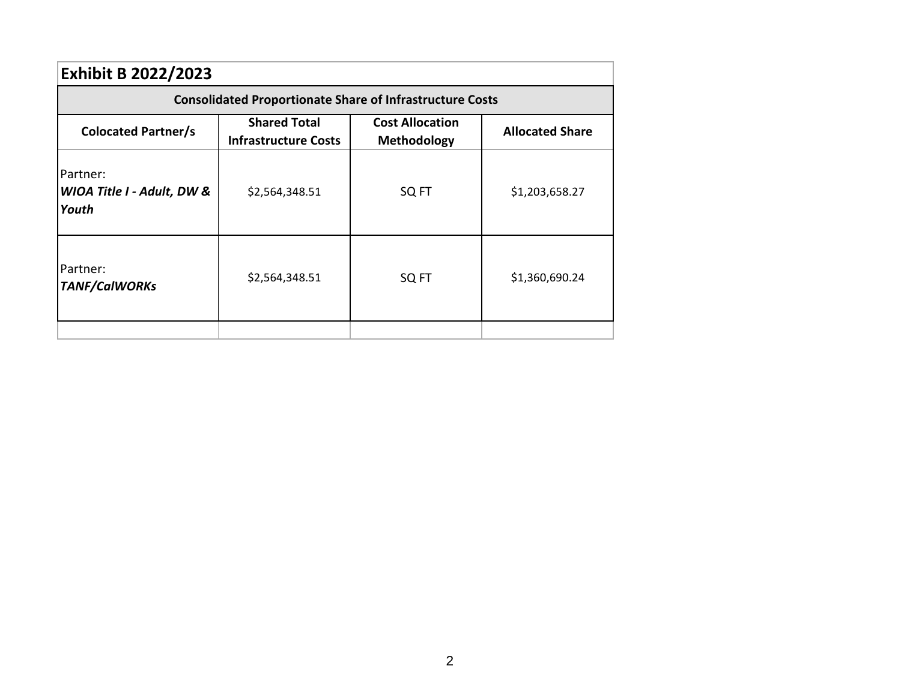## Exhibit B 2022/2023

| Consolidated Proportionate Share of Infrastructure Costs | | | |
|---|---|---|---|
| **Colocated Partner/s** | **Shared Total Infrastructure Costs** | **Cost Allocation Methodology** | **Allocated Share** |
| Partner: ***WIOA Title I - Adult, DW & Youth*** | $2,564,348.51 | SQ FT | $1,203,658.27 |
| Partner: ***TANF/CalWORKs*** | $2,564,348.51 | SQ FT | $1,360,690.24 |
| | | | |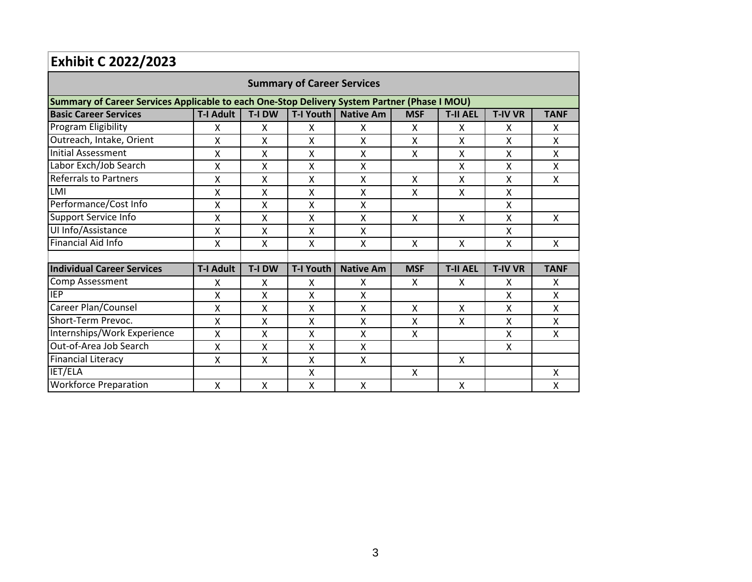## Exhibit C 2022/2023

### Summary of Career Services

**Summary of Career Services Applicable to each One-Stop Delivery System Partner (Phase I MOU)**

| Basic Career Services | T-I Adult | T-I DW | T-I Youth | Native Am | MSF | T-II AEL | T-IV VR | TANF |
|---|---|---|---|---|---|---|---|---|
| Program Eligibility | X | X | X | X | X | X | X | X |
| Outreach, Intake, Orient | X | X | X | X | X | X | X | X |
| Initial Assessment | X | X | X | X | X | X | X | X |
| Labor Exch/Job Search | X | X | X | X | | X | X | X |
| Referrals to Partners | X | X | X | X | X | X | X | X |
| LMI | X | X | X | X | X | X | X | |
| Performance/Cost Info | X | X | X | X | | | X | |
| Support Service Info | X | X | X | X | X | X | X | X |
| UI Info/Assistance | X | X | X | X | | | X | |
| Financial Aid Info | X | X | X | X | X | X | X | X |

| Individual Career Services | T-I Adult | T-I DW | T-I Youth | Native Am | MSF | T-II AEL | T-IV VR | TANF |
|---|---|---|---|---|---|---|---|---|
| Comp Assessment | X | X | X | X | X | X | X | X |
| IEP | X | X | X | X | | | X | X |
| Career Plan/Counsel | X | X | X | X | X | X | X | X |
| Short-Term Prevoc. | X | X | X | X | X | X | X | X |
| Internships/Work Experience | X | X | X | X | X | | X | X |
| Out-of-Area Job Search | X | X | X | X | | | X | |
| Financial Literacy | X | X | X | X | | X | | |
| IET/ELA | | | X | | X | | | X |
| Workforce Preparation | X | X | X | X | | X | | X |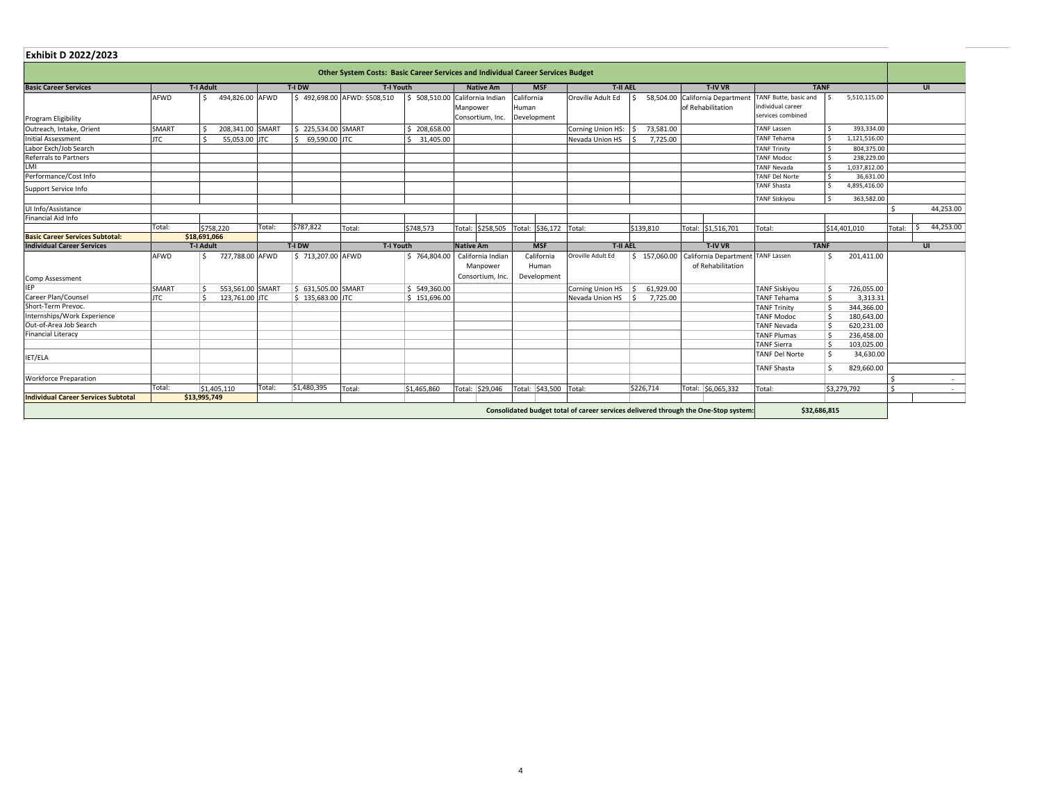## Exhibit D 2022/2023

| Other System Costs: Basic Career Services and Individual Career Services Budget | | | | | | | | | | | | | | | | | | | |
|---|---|---|---|---|---|---|---|---|---|---|---|---|---|---|---|---|---|---|---|
| **Basic Career Services** | T-I Adult | | T-I DW | | T-I Youth | | Native Am | | MSF | | T-II AEL | | T-IV VR | | TANF | | UI | |
| Program Eligibility | AFWD | $ 494,826.00 | AFWD | $ 492,698.00 | AFWD: $508,510 | $ 508,510.00 | California Indian Manpower Consortium, Inc. | | California Human Development | | Oroville Adult Ed | $ 58,504.00 | California Department of Rehabilitation | | TANF Butte, basic and individual career services combined | $ 5,510,115.00 | | |
| Outreach, Intake, Orient | SMART | $ 208,341.00 | SMART | $ 225,534.00 | SMART | $ 208,658.00 | | | | | Corning Union HS: | $ 73,581.00 | | | TANF Lassen | $ 393,334.00 | | |
| Initial Assessment | JTC | $ 55,053.00 | JTC | $ 69,590.00 | JTC | $ 31,405.00 | | | | | Nevada Union HS | $ 7,725.00 | | | TANF Tehama | $ 1,121,516.00 | | |
| Labor Exch/Job Search | | | | | | | | | | | | | | | TANF Trinity | $ 804,375.00 | | |
| Referrals to Partners | | | | | | | | | | | | | | | TANF Modoc | $ 238,229.00 | | |
| LMI | | | | | | | | | | | | | | | TANF Nevada | $ 1,037,812.00 | | |
| Performance/Cost Info | | | | | | | | | | | | | | | TANF Del Norte | $ 36,631.00 | | |
| Support Service Info | | | | | | | | | | | | | | | TANF Shasta | $ 4,895,416.00 | | |
| | | | | | | | | | | | | | | | TANF Siskiyou | $ 363,582.00 | | |
| UI Info/Assistance | | | | | | | | | | | | | | | | | | $ 44,253.00 |
| Financial Aid Info | | | | | | | | | | | | | | | | | | |
| | Total: | $758,220 | Total: | $787,822 | Total: | $748,573 | Total: | $258,505 | Total: | $36,172 | Total: | $139,810 | Total: | $1,516,701 | Total: | $14,401,010 | Total: | $ 44,253.00 |
| **Basic Career Services Subtotal:** | $18,691,066 | | | | | | | | | | | | | | | | | |
| **Individual Career Services** | T-I Adult | | T-I DW | | T-I Youth | | Native Am | | MSF | | T-II AEL | | T-IV VR | | TANF | | UI | |
| Comp Assessment | AFWD | $ 727,788.00 | AFWD | $ 713,207.00 | AFWD | $ 764,804.00 | California Indian Manpower Consortium, Inc. | | California Human Development | | Oroville Adult Ed | $ 157,060.00 | California Department of Rehabilitation | | TANF Lassen | $ 201,411.00 | | |
| IEP | SMART | $ 553,561.00 | SMART | $ 631,505.00 | SMART | $ 549,360.00 | | | | | Corning Union HS | $ 61,929.00 | | | TANF Siskiyou | $ 726,055.00 | | |
| Career Plan/Counsel | JTC | $ 123,761.00 | JTC | $ 135,683.00 | JTC | $ 151,696.00 | | | | | Nevada Union HS | $ 7,725.00 | | | TANF Tehama | $ 3,313.31 | | |
| Short-Term Prevoc. | | | | | | | | | | | | | | | TANF Trinity | $ 344,366.00 | | |
| Internships/Work Experience | | | | | | | | | | | | | | | TANF Modoc | $ 180,643.00 | | |
| Out-of-Area Job Search | | | | | | | | | | | | | | | TANF Nevada | $ 620,231.00 | | |
| Financial Literacy | | | | | | | | | | | | | | | TANF Plumas | $ 236,458.00 | | |
| | | | | | | | | | | | | | | | TANF Sierra | $ 103,025.00 | | |
| IET/ELA | | | | | | | | | | | | | | | TANF Del Norte | $ 34,630.00 | | |
| | | | | | | | | | | | | | | | TANF Shasta | $ 829,660.00 | | |
| Workforce Preparation | | | | | | | | | | | | | | | | | | $ - |
| | Total: | $1,405,110 | Total: | $1,480,395 | Total: | $1,465,860 | Total: | $29,046 | Total: | $43,500 | Total: | $226,714 | Total: | $6,065,332 | Total: | $3,279,792 | | $ - |
| **Individual Career Services Subtotal** | $13,995,749 | | | | | | | | | | | | | | | | | |
| Consolidated budget total of career services delivered through the One-Stop system: | | | | | | | | | | | | | | | | $32,686,815 | | |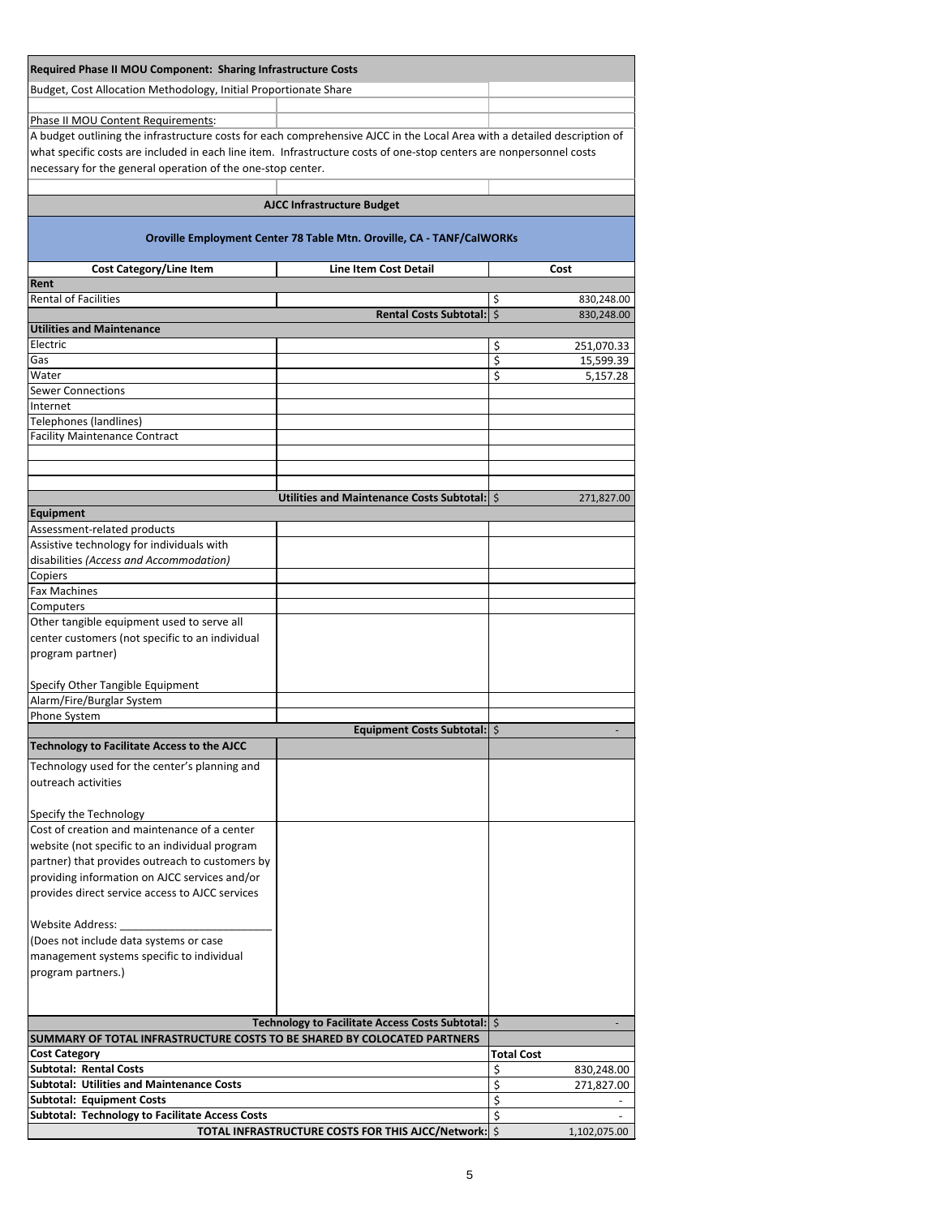**Required Phase II MOU Component: Sharing Infrastructure Costs**

Budget, Cost Allocation Methodology, Initial Proportionate Share

Phase II MOU Content Requirements:

A budget outlining the infrastructure costs for each comprehensive AJCC in the Local Area with a detailed description of what specific costs are included in each line item. Infrastructure costs of one-stop centers are nonpersonnel costs necessary for the general operation of the one-stop center.

**AJCC Infrastructure Budget**

**Oroville Employment Center 78 Table Mtn. Oroville, CA - TANF/CalWORKs**

| Cost Category/Line Item | Line Item Cost Detail | Cost |
|---|---|---|
| **Rent** | | |
| Rental of Facilities | | $ 830,248.00 |
| | **Rental Costs Subtotal:** | $ 830,248.00 |
| **Utilities and Maintenance** | | |
| Electric | | $ 251,070.33 |
| Gas | | $ 15,599.39 |
| Water | | $ 5,157.28 |
| Sewer Connections | | |
| Internet | | |
| Telephones (landlines) | | |
| Facility Maintenance Contract | | |
| | | |
| | | |
| | | |
| | **Utilities and Maintenance Costs Subtotal:** | $ 271,827.00 |
| **Equipment** | | |
| Assessment-related products | | |
| Assistive technology for individuals with disabilities *(Access and Accommodation)* | | |
| Copiers | | |
| Fax Machines | | |
| Computers | | |
| Other tangible equipment used to serve all center customers (not specific to an individual program partner)<br><br>Specify Other Tangible Equipment | | |
| Alarm/Fire/Burglar System | | |
| Phone System | | |
| | **Equipment Costs Subtotal:** | $ - |
| **Technology to Facilitate Access to the AJCC** | | |
| Technology used for the center's planning and outreach activities<br><br>Specify the Technology | | |
| Cost of creation and maintenance of a center website (not specific to an individual program partner) that provides outreach to customers by providing information on AJCC services and/or provides direct service access to AJCC services<br><br>Website Address: ________________________<br>(Does not include data systems or case management systems specific to individual program partners.) | | |
| | **Technology to Facilitate Access Costs Subtotal:** | $ - |

| **SUMMARY OF TOTAL INFRASTRUCTURE COSTS TO BE SHARED BY COLOCATED PARTNERS** | |
|---|---|
| **Cost Category** | **Total Cost** |
| **Subtotal: Rental Costs** | $ 830,248.00 |
| **Subtotal: Utilities and Maintenance Costs** | $ 271,827.00 |
| **Subtotal: Equipment Costs** | $ - |
| **Subtotal: Technology to Facilitate Access Costs** | $ - |
| **TOTAL INFRASTRUCTURE COSTS FOR THIS AJCC/Network:** | $ 1,102,075.00 |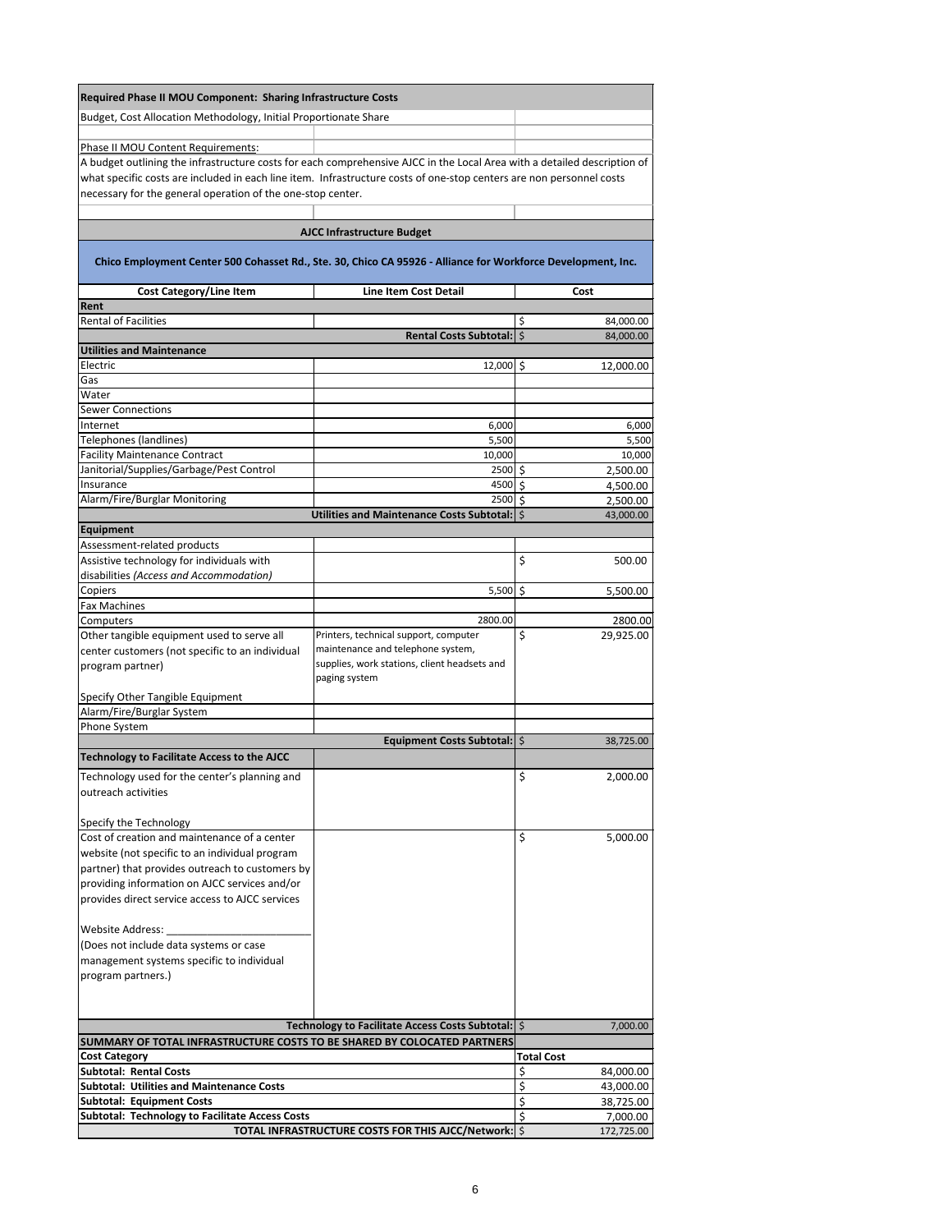**Required Phase II MOU Component: Sharing Infrastructure Costs**

Budget, Cost Allocation Methodology, Initial Proportionate Share

Phase II MOU Content Requirements:

A budget outlining the infrastructure costs for each comprehensive AJCC in the Local Area with a detailed description of what specific costs are included in each line item. Infrastructure costs of one-stop centers are non personnel costs necessary for the general operation of the one-stop center.

**AJCC Infrastructure Budget**

**Chico Employment Center 500 Cohasset Rd., Ste. 30, Chico CA 95926 - Alliance for Workforce Development, Inc.**

| Cost Category/Line Item | Line Item Cost Detail | Cost |
|---|---|---|
| **Rent** | | |
| Rental of Facilities | | $ 84,000.00 |
| | **Rental Costs Subtotal:** | $ 84,000.00 |
| **Utilities and Maintenance** | | |
| Electric | 12,000 | $ 12,000.00 |
| Gas | | |
| Water | | |
| Sewer Connections | | |
| Internet | 6,000 | 6,000 |
| Telephones (landlines) | 5,500 | 5,500 |
| Facility Maintenance Contract | 10,000 | 10,000 |
| Janitorial/Supplies/Garbage/Pest Control | 2500 | $ 2,500.00 |
| Insurance | 4500 | $ 4,500.00 |
| Alarm/Fire/Burglar Monitoring | 2500 | $ 2,500.00 |
| | **Utilities and Maintenance Costs Subtotal:** | $ 43,000.00 |
| **Equipment** | | |
| Assessment-related products | | |
| Assistive technology for individuals with disabilities *(Access and Accommodation)* | | $ 500.00 |
| Copiers | 5,500 | $ 5,500.00 |
| Fax Machines | | |
| Computers | 2800.00 | 2800.00 |
| Other tangible equipment used to serve all center customers (not specific to an individual program partner)<br><br>Specify Other Tangible Equipment | Printers, technical support, computer maintenance and telephone system, supplies, work stations, client headsets and paging system | $ 29,925.00 |
| Alarm/Fire/Burglar System | | |
| Phone System | | |
| | **Equipment Costs Subtotal:** | $ 38,725.00 |
| **Technology to Facilitate Access to the AJCC** | | |
| Technology used for the center's planning and outreach activities<br><br>Specify the Technology | | $ 2,000.00 |
| Cost of creation and maintenance of a center website (not specific to an individual program partner) that provides outreach to customers by providing information on AJCC services and/or provides direct service access to AJCC services<br><br>Website Address: ______________________<br>(Does not include data systems or case management systems specific to individual program partners.) | | $ 5,000.00 |
| | **Technology to Facilitate Access Costs Subtotal:** | $ 7,000.00 |

| **SUMMARY OF TOTAL INFRASTRUCTURE COSTS TO BE SHARED BY COLOCATED PARTNERS** | |
|---|---|
| **Cost Category** | **Total Cost** |
| **Subtotal: Rental Costs** | $ 84,000.00 |
| **Subtotal: Utilities and Maintenance Costs** | $ 43,000.00 |
| **Subtotal: Equipment Costs** | $ 38,725.00 |
| **Subtotal: Technology to Facilitate Access Costs** | $ 7,000.00 |
| **TOTAL INFRASTRUCTURE COSTS FOR THIS AJCC/Network:** | $ 172,725.00 |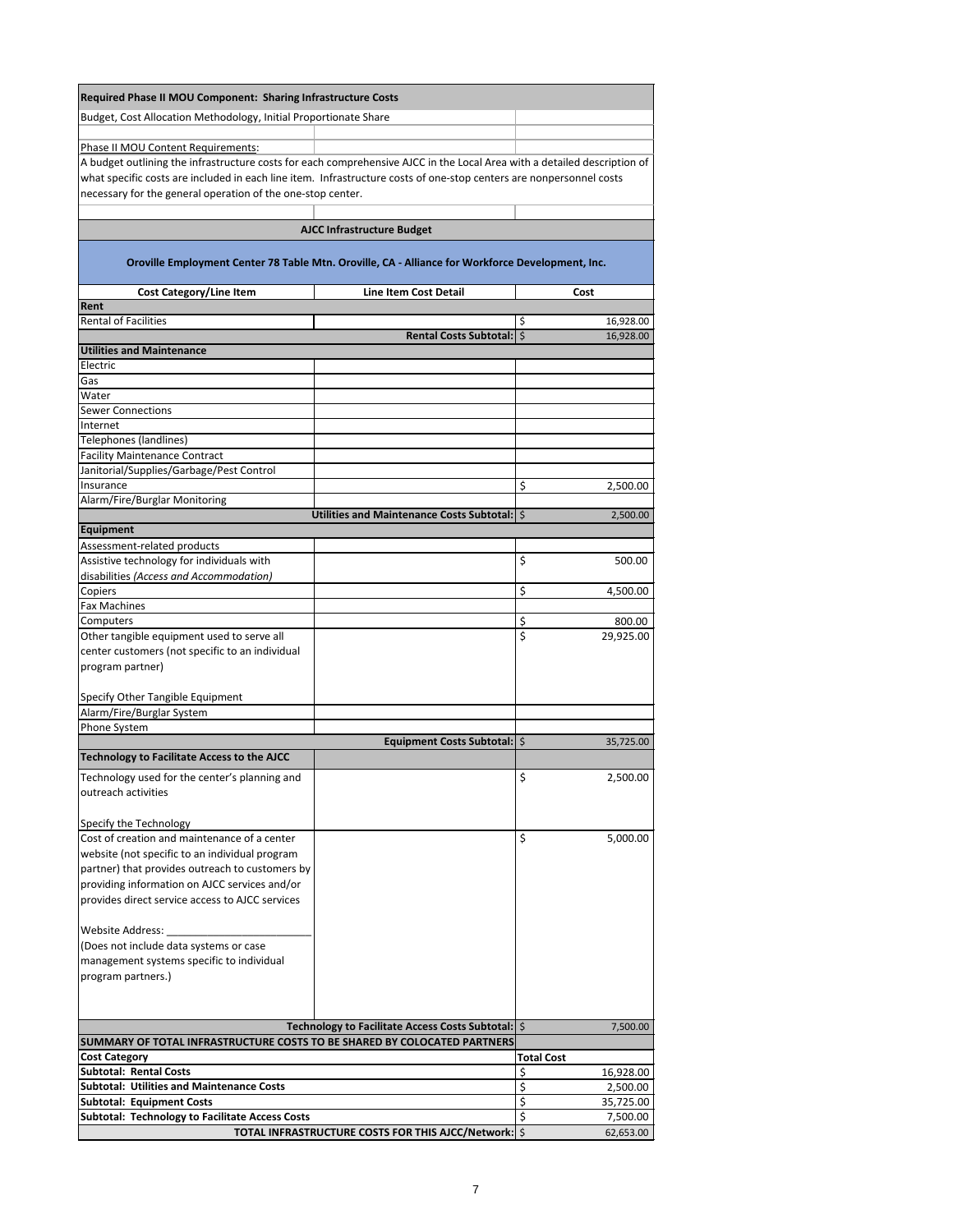**Required Phase II MOU Component: Sharing Infrastructure Costs**

Budget, Cost Allocation Methodology, Initial Proportionate Share

Phase II MOU Content Requirements:

A budget outlining the infrastructure costs for each comprehensive AJCC in the Local Area with a detailed description of what specific costs are included in each line item. Infrastructure costs of one-stop centers are nonpersonnel costs necessary for the general operation of the one-stop center.

**AJCC Infrastructure Budget**

**Oroville Employment Center 78 Table Mtn. Oroville, CA - Alliance for Workforce Development, Inc.**

| Cost Category/Line Item | Line Item Cost Detail | Cost |
|---|---|---|
| **Rent** | | |
| Rental of Facilities | | $ 16,928.00 |
| | **Rental Costs Subtotal:** | $ 16,928.00 |
| **Utilities and Maintenance** | | |
| Electric | | |
| Gas | | |
| Water | | |
| Sewer Connections | | |
| Internet | | |
| Telephones (landlines) | | |
| Facility Maintenance Contract | | |
| Janitorial/Supplies/Garbage/Pest Control | | |
| Insurance | | $ 2,500.00 |
| Alarm/Fire/Burglar Monitoring | | |
| | **Utilities and Maintenance Costs Subtotal:** | $ 2,500.00 |
| **Equipment** | | |
| Assessment-related products | | |
| Assistive technology for individuals with disabilities *(Access and Accommodation)* | | $ 500.00 |
| Copiers | | $ 4,500.00 |
| Fax Machines | | |
| Computers | | $ 800.00 |
| Other tangible equipment used to serve all center customers (not specific to an individual program partner)<br><br>Specify Other Tangible Equipment | | $ 29,925.00 |
| Alarm/Fire/Burglar System | | |
| Phone System | | |
| | **Equipment Costs Subtotal:** | $ 35,725.00 |
| **Technology to Facilitate Access to the AJCC** | | |
| Technology used for the center's planning and outreach activities<br><br>Specify the Technology | | $ 2,500.00 |
| Cost of creation and maintenance of a center website (not specific to an individual program partner) that provides outreach to customers by providing information on AJCC services and/or provides direct service access to AJCC services<br><br>Website Address: ________________________<br>(Does not include data systems or case management systems specific to individual program partners.) | | $ 5,000.00 |
| | **Technology to Facilitate Access Costs Subtotal:** | $ 7,500.00 |

**SUMMARY OF TOTAL INFRASTRUCTURE COSTS TO BE SHARED BY COLOCATED PARTNERS**

| Cost Category | Total Cost |
|---|---|
| **Subtotal: Rental Costs** | $ 16,928.00 |
| **Subtotal: Utilities and Maintenance Costs** | $ 2,500.00 |
| **Subtotal: Equipment Costs** | $ 35,725.00 |
| **Subtotal: Technology to Facilitate Access Costs** | $ 7,500.00 |
| **TOTAL INFRASTRUCTURE COSTS FOR THIS AJCC/Network:** | $ 62,653.00 |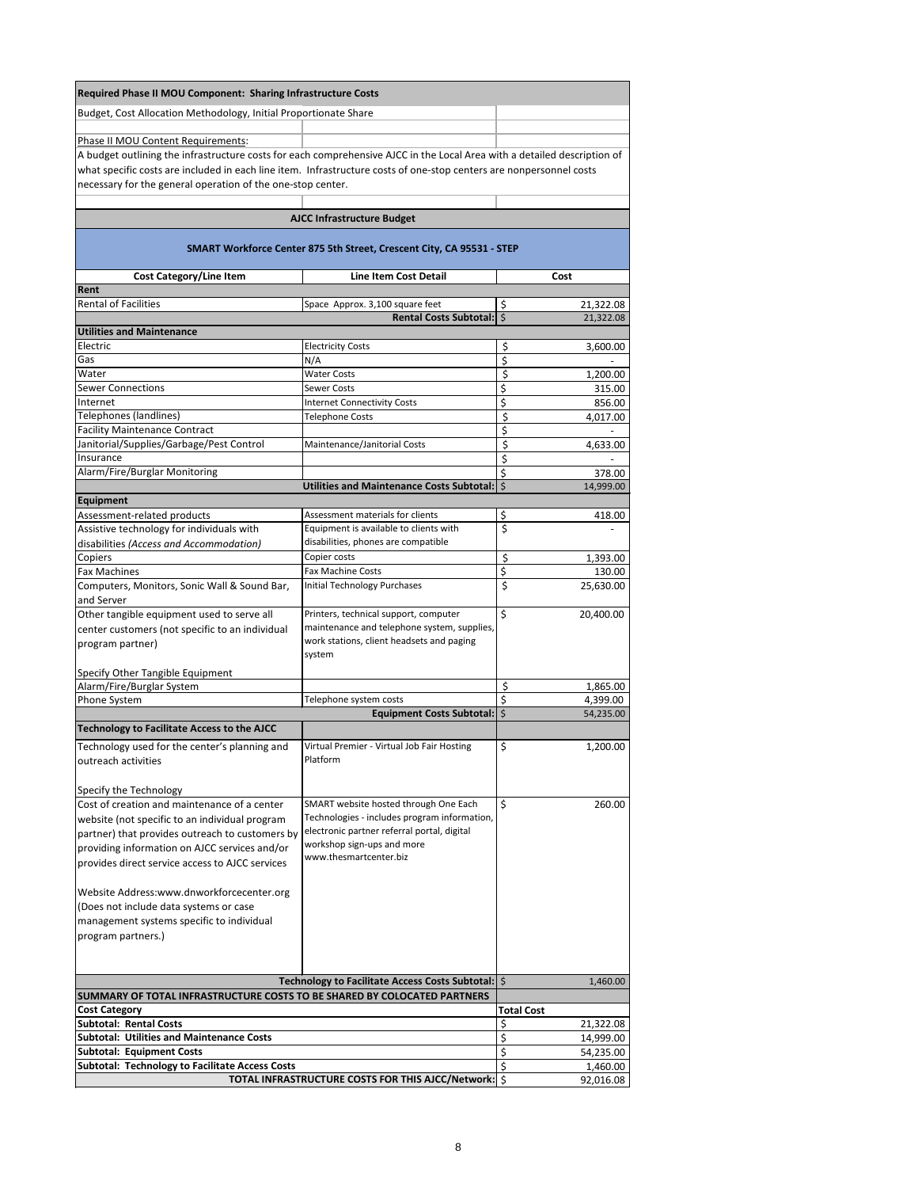**Required Phase II MOU Component: Sharing Infrastructure Costs**

Budget, Cost Allocation Methodology, Initial Proportionate Share

Phase II MOU Content Requirements:

A budget outlining the infrastructure costs for each comprehensive AJCC in the Local Area with a detailed description of what specific costs are included in each line item. Infrastructure costs of one-stop centers are nonpersonnel costs necessary for the general operation of the one-stop center.

**AJCC Infrastructure Budget**

**SMART Workforce Center 875 5th Street, Crescent City, CA 95531 - STEP**

| Cost Category/Line Item | Line Item Cost Detail | Cost |
|---|---|---|
| **Rent** | | |
| Rental of Facilities | Space Approx. 3,100 square feet | $ 21,322.08 |
| | **Rental Costs Subtotal:** | $ 21,322.08 |
| **Utilities and Maintenance** | | |
| Electric | Electricity Costs | $ 3,600.00 |
| Gas | N/A | $ - |
| Water | Water Costs | $ 1,200.00 |
| Sewer Connections | Sewer Costs | $ 315.00 |
| Internet | Internet Connectivity Costs | $ 856.00 |
| Telephones (landlines) | Telephone Costs | $ 4,017.00 |
| Facility Maintenance Contract | | $ - |
| Janitorial/Supplies/Garbage/Pest Control | Maintenance/Janitorial Costs | $ 4,633.00 |
| Insurance | | $ - |
| Alarm/Fire/Burglar Monitoring | | $ 378.00 |
| | **Utilities and Maintenance Costs Subtotal:** | $ 14,999.00 |
| **Equipment** | | |
| Assessment-related products | Assessment materials for clients | $ 418.00 |
| Assistive technology for individuals with disabilities *(Access and Accommodation)* | Equipment is available to clients with disabilities, phones are compatible | $ - |
| Copiers | Copier costs | $ 1,393.00 |
| Fax Machines | Fax Machine Costs | $ 130.00 |
| Computers, Monitors, Sonic Wall & Sound Bar, and Server | Initial Technology Purchases | $ 25,630.00 |
| Other tangible equipment used to serve all center customers (not specific to an individual program partner)<br><br>Specify Other Tangible Equipment | Printers, technical support, computer maintenance and telephone system, supplies, work stations, client headsets and paging system | $ 20,400.00 |
| Alarm/Fire/Burglar System | | $ 1,865.00 |
| Phone System | Telephone system costs | $ 4,399.00 |
| | **Equipment Costs Subtotal:** | $ 54,235.00 |
| **Technology to Facilitate Access to the AJCC** | | |
| Technology used for the center's planning and outreach activities<br><br>Specify the Technology | Virtual Premier - Virtual Job Fair Hosting Platform | $ 1,200.00 |
| Cost of creation and maintenance of a center website (not specific to an individual program partner) that provides outreach to customers by providing information on AJCC services and/or provides direct service access to AJCC services<br><br>Website Address:www.dnworkforcecenter.org (Does not include data systems or case management systems specific to individual program partners.) | SMART website hosted through One Each Technologies - includes program information, electronic partner referral portal, digital workshop sign-ups and more www.thesmartcenter.biz | $ 260.00 |
| | **Technology to Facilitate Access Costs Subtotal:** | $ 1,460.00 |

**SUMMARY OF TOTAL INFRASTRUCTURE COSTS TO BE SHARED BY COLOCATED PARTNERS**

| Cost Category | Total Cost |
|---|---|
| **Subtotal: Rental Costs** | $ 21,322.08 |
| **Subtotal: Utilities and Maintenance Costs** | $ 14,999.00 |
| **Subtotal: Equipment Costs** | $ 54,235.00 |
| **Subtotal: Technology to Facilitate Access Costs** | $ 1,460.00 |
| **TOTAL INFRASTRUCTURE COSTS FOR THIS AJCC/Network:** | $ 92,016.08 |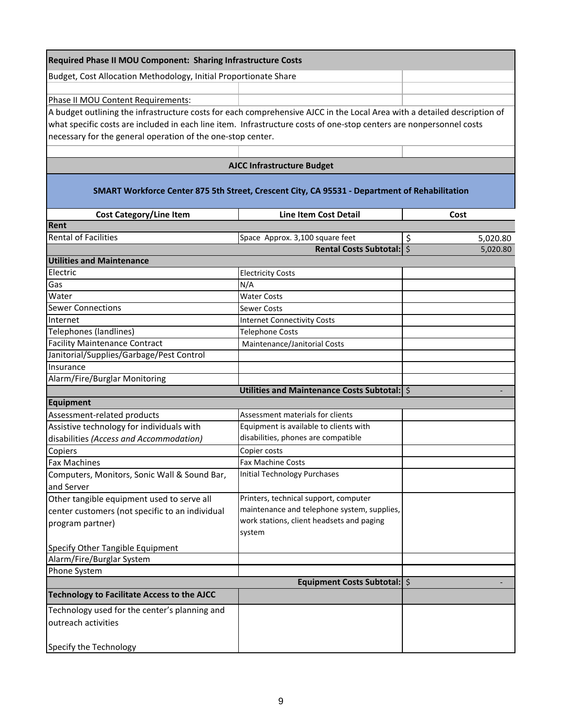**Required Phase II MOU Component: Sharing Infrastructure Costs**

Budget, Cost Allocation Methodology, Initial Proportionate Share

Phase II MOU Content Requirements:

A budget outlining the infrastructure costs for each comprehensive AJCC in the Local Area with a detailed description of what specific costs are included in each line item. Infrastructure costs of one-stop centers are nonpersonnel costs necessary for the general operation of the one-stop center.

**AJCC Infrastructure Budget**

**SMART Workforce Center 875 5th Street, Crescent City, CA 95531 - Department of Rehabilitation**

| Cost Category/Line Item | Line Item Cost Detail | Cost |
|---|---|---|
| **Rent** | | |
| Rental of Facilities | Space Approx. 3,100 square feet | $ 5,020.80 |
| | **Rental Costs Subtotal:** | $ 5,020.80 |
| **Utilities and Maintenance** | | |
| Electric | Electricity Costs | |
| Gas | N/A | |
| Water | Water Costs | |
| Sewer Connections | Sewer Costs | |
| Internet | Internet Connectivity Costs | |
| Telephones (landlines) | Telephone Costs | |
| Facility Maintenance Contract | Maintenance/Janitorial Costs | |
| Janitorial/Supplies/Garbage/Pest Control | | |
| Insurance | | |
| Alarm/Fire/Burglar Monitoring | | |
| | **Utilities and Maintenance Costs Subtotal:** | $ - |
| **Equipment** | | |
| Assessment-related products | Assessment materials for clients | |
| Assistive technology for individuals with disabilities *(Access and Accommodation)* | Equipment is available to clients with disabilities, phones are compatible | |
| Copiers | Copier costs | |
| Fax Machines | Fax Machine Costs | |
| Computers, Monitors, Sonic Wall & Sound Bar, and Server | Initial Technology Purchases | |
| Other tangible equipment used to serve all center customers (not specific to an individual program partner)<br><br>Specify Other Tangible Equipment | Printers, technical support, computer maintenance and telephone system, supplies, work stations, client headsets and paging system | |
| Alarm/Fire/Burglar System | | |
| Phone System | | |
| | **Equipment Costs Subtotal:** | $ - |
| **Technology to Facilitate Access to the AJCC** | | |
| Technology used for the center's planning and outreach activities<br><br>Specify the Technology | | |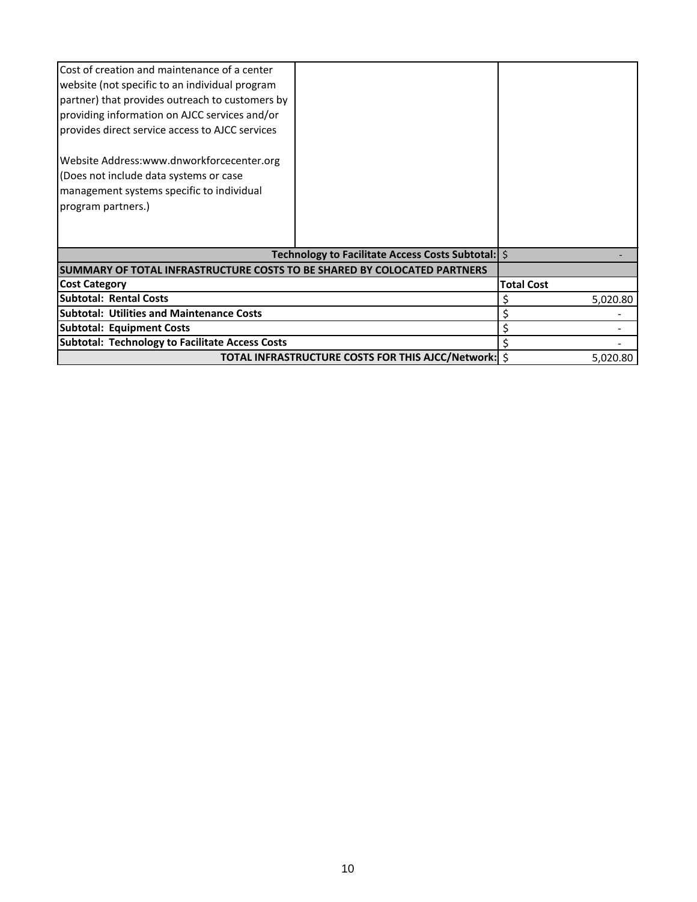| | | |
|---|---|---|
| Cost of creation and maintenance of a center website (not specific to an individual program partner) that provides outreach to customers by providing information on AJCC services and/or provides direct service access to AJCC services<br><br>Website Address:www.dnworkforcecenter.org (Does not include data systems or case management systems specific to individual program partners.) | | |
| | **Technology to Facilitate Access Costs Subtotal:** | $ - |

| **SUMMARY OF TOTAL INFRASTRUCTURE COSTS TO BE SHARED BY COLOCATED PARTNERS** | |
|---|---|
| **Cost Category** | **Total Cost** |
| **Subtotal: Rental Costs** | $ 5,020.80 |
| **Subtotal: Utilities and Maintenance Costs** | $ - |
| **Subtotal: Equipment Costs** | $ - |
| **Subtotal: Technology to Facilitate Access Costs** | $ - |
| **TOTAL INFRASTRUCTURE COSTS FOR THIS AJCC/Network:** | $ 5,020.80 |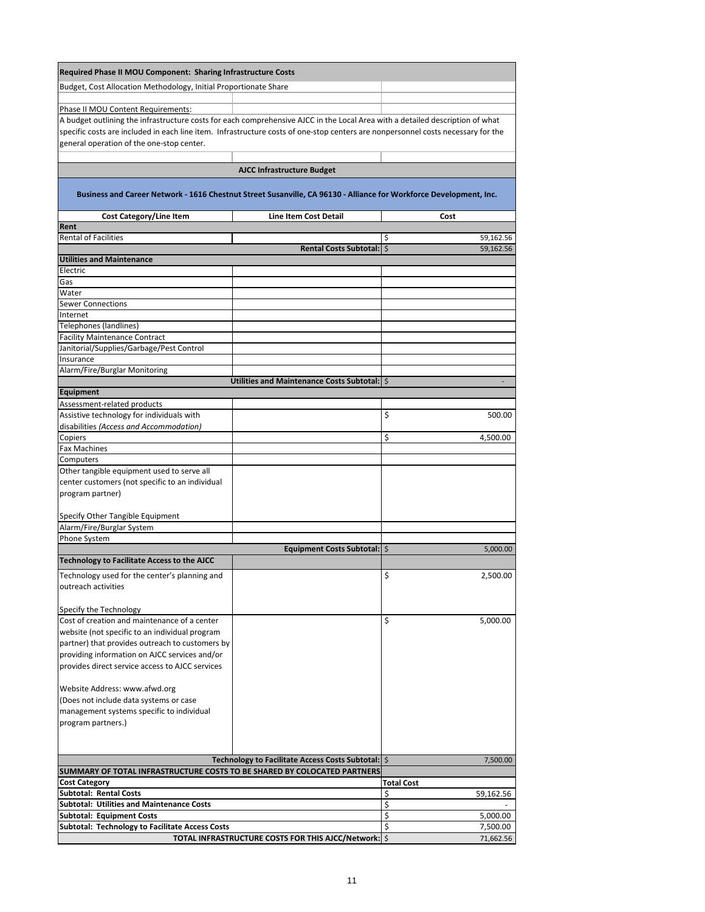| Required Phase II MOU Component: Sharing Infrastructure Costs | | |
|---|---|---|
| Budget, Cost Allocation Methodology, Initial Proportionate Share | | |
| | | |
| Phase II MOU Content Requirements: | | |
| A budget outlining the infrastructure costs for each comprehensive AJCC in the Local Area with a detailed description of what specific costs are included in each line item. Infrastructure costs of one-stop centers are nonpersonnel costs necessary for the general operation of the one-stop center. | | |

**AJCC Infrastructure Budget**

**Business and Career Network - 1616 Chestnut Street Susanville, CA 96130 - Alliance for Workforce Development, Inc.**

| Cost Category/Line Item | Line Item Cost Detail | Cost |
|---|---|---|
| **Rent** | | |
| Rental of Facilities | | $ 59,162.56 |
| | **Rental Costs Subtotal:** | $ 59,162.56 |
| **Utilities and Maintenance** | | |
| Electric | | |
| Gas | | |
| Water | | |
| Sewer Connections | | |
| Internet | | |
| Telephones (landlines) | | |
| Facility Maintenance Contract | | |
| Janitorial/Supplies/Garbage/Pest Control | | |
| Insurance | | |
| Alarm/Fire/Burglar Monitoring | | |
| | **Utilities and Maintenance Costs Subtotal:** | $ - |
| **Equipment** | | |
| Assessment-related products | | |
| Assistive technology for individuals with disabilities *(Access and Accommodation)* | | $ 500.00 |
| Copiers | | $ 4,500.00 |
| Fax Machines | | |
| Computers | | |
| Other tangible equipment used to serve all center customers (not specific to an individual program partner)<br><br>Specify Other Tangible Equipment | | |
| Alarm/Fire/Burglar System | | |
| Phone System | | |
| | **Equipment Costs Subtotal:** | $ 5,000.00 |
| **Technology to Facilitate Access to the AJCC** | | |
| Technology used for the center's planning and outreach activities<br><br>Specify the Technology | | $ 2,500.00 |
| Cost of creation and maintenance of a center website (not specific to an individual program partner) that provides outreach to customers by providing information on AJCC services and/or provides direct service access to AJCC services<br><br>Website Address: www.afwd.org<br>(Does not include data systems or case management systems specific to individual program partners.) | | $ 5,000.00 |
| | **Technology to Facilitate Access Costs Subtotal:** | $ 7,500.00 |

| SUMMARY OF TOTAL INFRASTRUCTURE COSTS TO BE SHARED BY COLOCATED PARTNERS | |
|---|---|
| **Cost Category** | **Total Cost** |
| **Subtotal: Rental Costs** | $ 59,162.56 |
| **Subtotal: Utilities and Maintenance Costs** | $ - |
| **Subtotal: Equipment Costs** | $ 5,000.00 |
| **Subtotal: Technology to Facilitate Access Costs** | $ 7,500.00 |
| **TOTAL INFRASTRUCTURE COSTS FOR THIS AJCC/Network:** | $ 71,662.56 |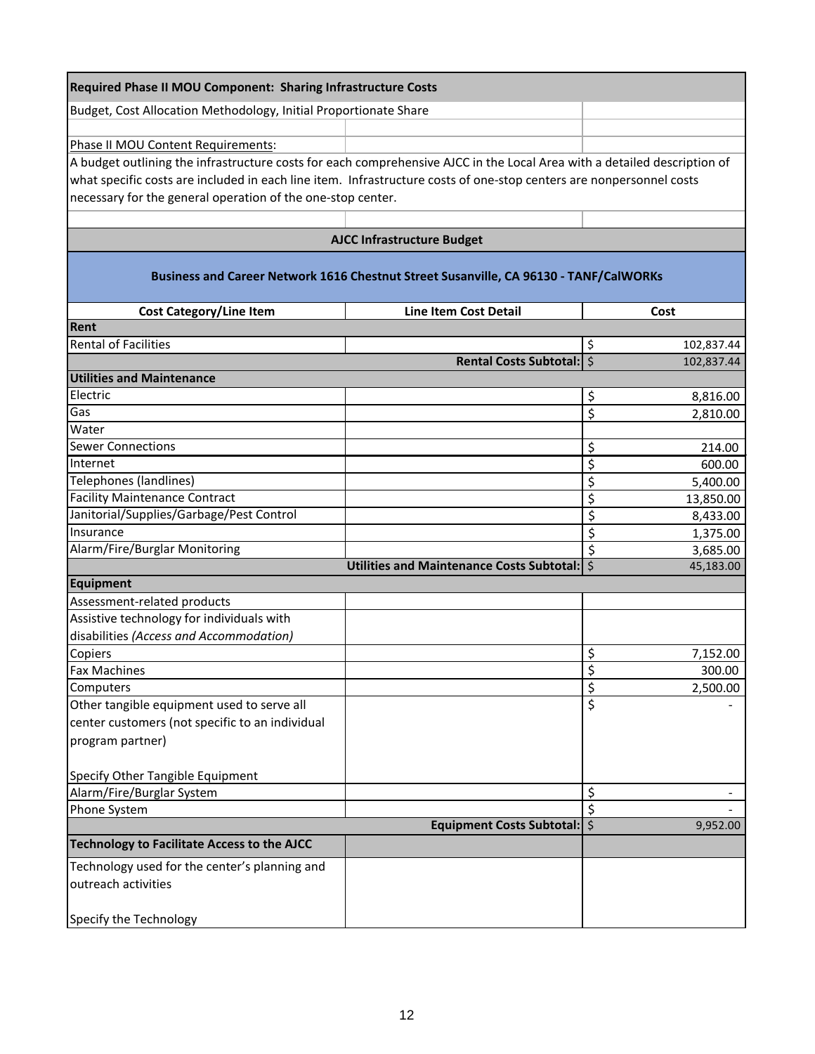**Required Phase II MOU Component: Sharing Infrastructure Costs**

Budget, Cost Allocation Methodology, Initial Proportionate Share

Phase II MOU Content Requirements:

A budget outlining the infrastructure costs for each comprehensive AJCC in the Local Area with a detailed description of what specific costs are included in each line item. Infrastructure costs of one-stop centers are nonpersonnel costs necessary for the general operation of the one-stop center.

**AJCC Infrastructure Budget**

**Business and Career Network 1616 Chestnut Street Susanville, CA 96130 - TANF/CalWORKs**

| Cost Category/Line Item | Line Item Cost Detail | Cost |
|---|---|---|
| **Rent** | | |
| Rental of Facilities | | $ 102,837.44 |
| | **Rental Costs Subtotal:** | $ 102,837.44 |
| **Utilities and Maintenance** | | |
| Electric | | $ 8,816.00 |
| Gas | | $ 2,810.00 |
| Water | | |
| Sewer Connections | | $ 214.00 |
| Internet | | $ 600.00 |
| Telephones (landlines) | | $ 5,400.00 |
| Facility Maintenance Contract | | $ 13,850.00 |
| Janitorial/Supplies/Garbage/Pest Control | | $ 8,433.00 |
| Insurance | | $ 1,375.00 |
| Alarm/Fire/Burglar Monitoring | | $ 3,685.00 |
| | **Utilities and Maintenance Costs Subtotal:** | $ 45,183.00 |
| **Equipment** | | |
| Assessment-related products | | |
| Assistive technology for individuals with disabilities *(Access and Accommodation)* | | |
| Copiers | | $ 7,152.00 |
| Fax Machines | | $ 300.00 |
| Computers | | $ 2,500.00 |
| Other tangible equipment used to serve all center customers (not specific to an individual program partner) Specify Other Tangible Equipment | | $ - |
| Alarm/Fire/Burglar System | | $ - |
| Phone System | | $ - |
| | **Equipment Costs Subtotal:** | $ 9,952.00 |
| **Technology to Facilitate Access to the AJCC** | | |
| Technology used for the center's planning and outreach activities Specify the Technology | | |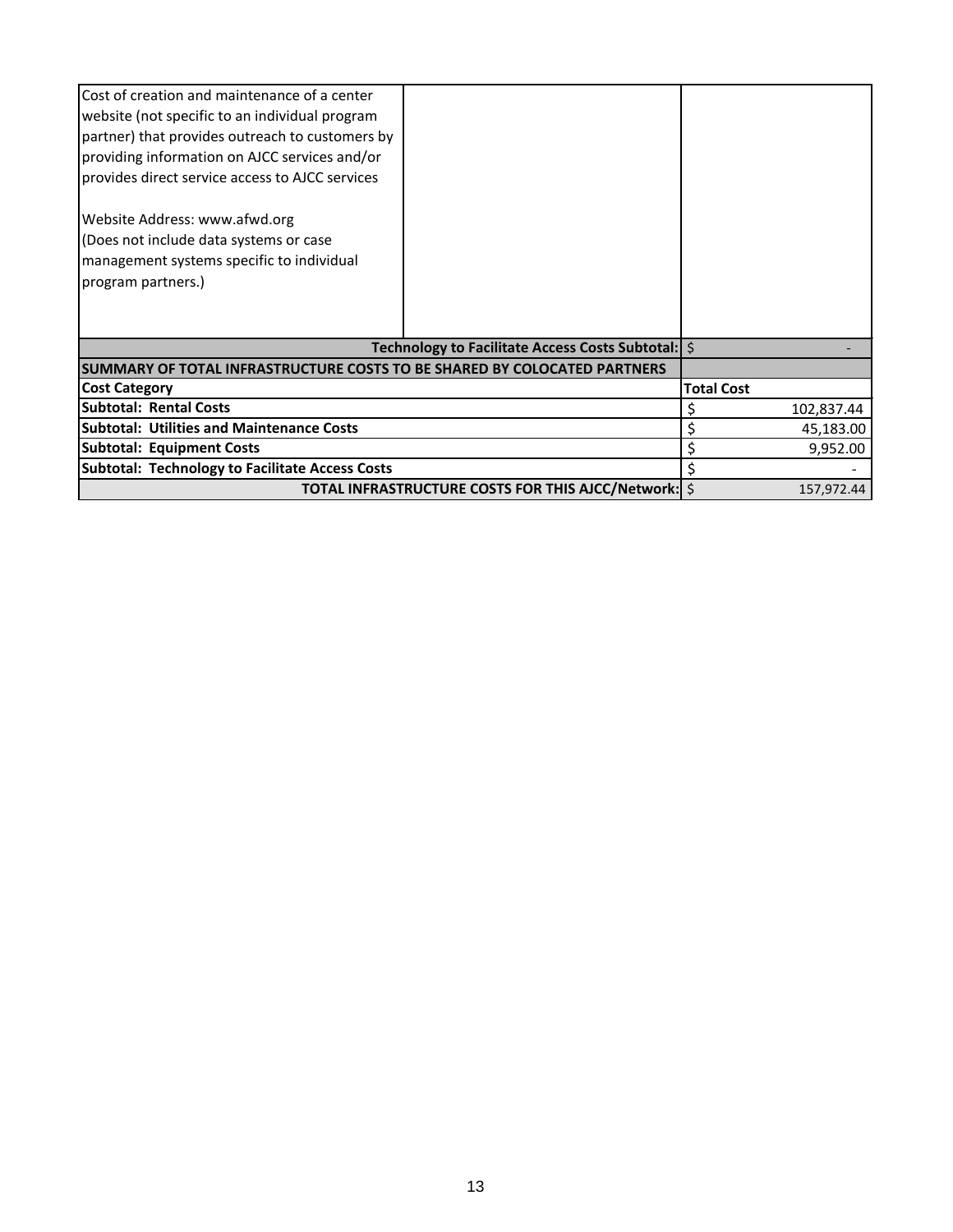| | | |
|---|---|---|
| Cost of creation and maintenance of a center website (not specific to an individual program partner) that provides outreach to customers by providing information on AJCC services and/or provides direct service access to AJCC services<br><br>Website Address: www.afwd.org<br>(Does not include data systems or case management systems specific to individual program partners.) | | |
| | **Technology to Facilitate Access Costs Subtotal:** | $ - |

| **SUMMARY OF TOTAL INFRASTRUCTURE COSTS TO BE SHARED BY COLOCATED PARTNERS** | |
|---|---|
| **Cost Category** | **Total Cost** |
| **Subtotal: Rental Costs** | $ 102,837.44 |
| **Subtotal: Utilities and Maintenance Costs** | $ 45,183.00 |
| **Subtotal: Equipment Costs** | $ 9,952.00 |
| **Subtotal: Technology to Facilitate Access Costs** | $ - |
| **TOTAL INFRASTRUCTURE COSTS FOR THIS AJCC/Network:** | $ 157,972.44 |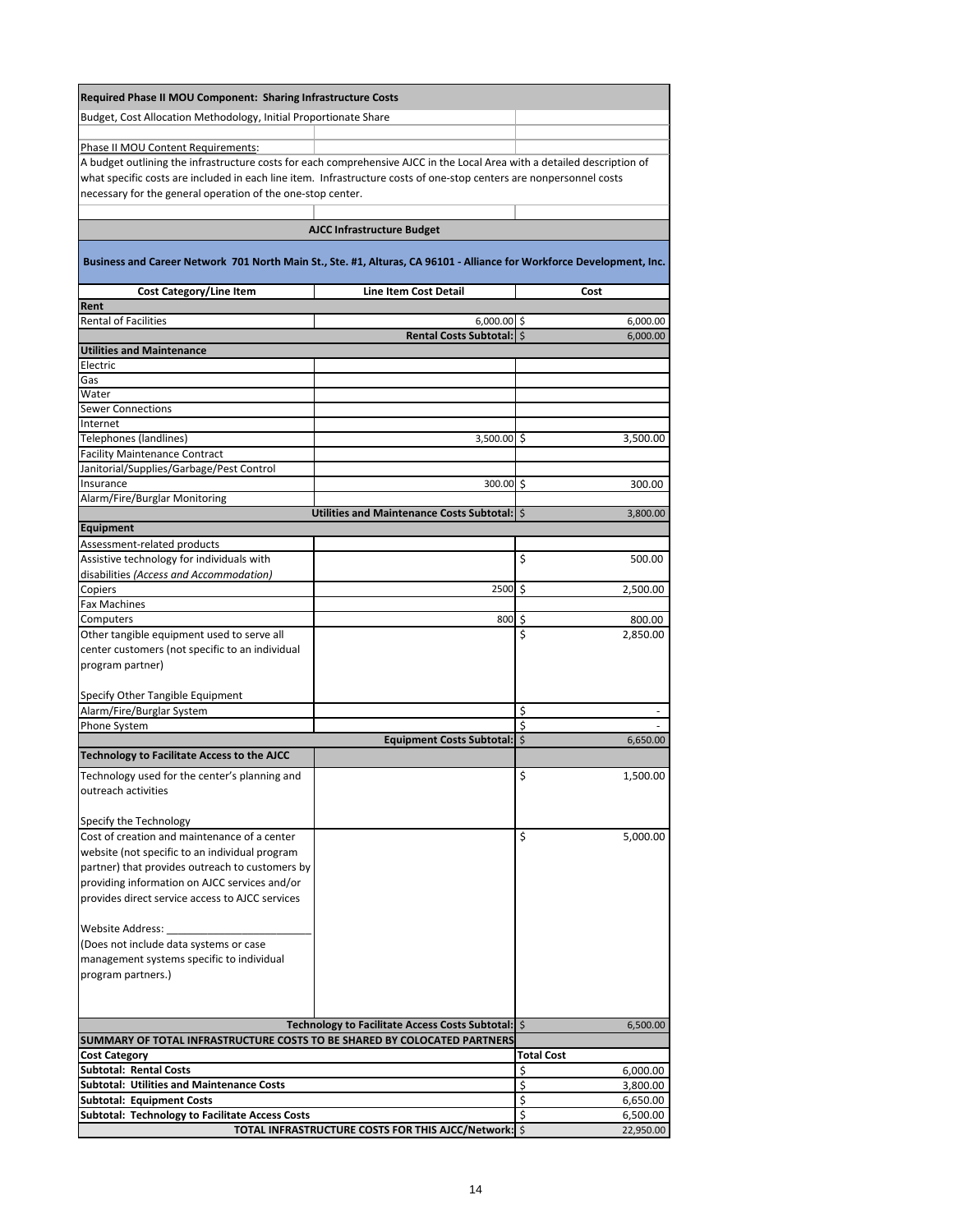**Required Phase II MOU Component: Sharing Infrastructure Costs**

Budget, Cost Allocation Methodology, Initial Proportionate Share

Phase II MOU Content Requirements:

A budget outlining the infrastructure costs for each comprehensive AJCC in the Local Area with a detailed description of what specific costs are included in each line item. Infrastructure costs of one-stop centers are nonpersonnel costs necessary for the general operation of the one-stop center.

**AJCC Infrastructure Budget**

**Business and Career Network 701 North Main St., Ste. #1, Alturas, CA 96101 - Alliance for Workforce Development, Inc.**

| Cost Category/Line Item | Line Item Cost Detail | Cost |
|---|---|---|
| **Rent** | | |
| Rental of Facilities | 6,000.00 | $ 6,000.00 |
| | **Rental Costs Subtotal:** | $ 6,000.00 |
| **Utilities and Maintenance** | | |
| Electric | | |
| Gas | | |
| Water | | |
| Sewer Connections | | |
| Internet | | |
| Telephones (landlines) | 3,500.00 | $ 3,500.00 |
| Facility Maintenance Contract | | |
| Janitorial/Supplies/Garbage/Pest Control | | |
| Insurance | 300.00 | $ 300.00 |
| Alarm/Fire/Burglar Monitoring | | |
| | **Utilities and Maintenance Costs Subtotal:** | $ 3,800.00 |
| **Equipment** | | |
| Assessment-related products | | |
| Assistive technology for individuals with disabilities *(Access and Accommodation)* | | $ 500.00 |
| Copiers | 2500 | $ 2,500.00 |
| Fax Machines | | |
| Computers | 800 | $ 800.00 |
| Other tangible equipment used to serve all center customers (not specific to an individual program partner)<br><br>Specify Other Tangible Equipment | | $ 2,850.00 |
| Alarm/Fire/Burglar System | | $ - |
| Phone System | | $ - |
| | **Equipment Costs Subtotal:** | $ 6,650.00 |
| **Technology to Facilitate Access to the AJCC** | | |
| Technology used for the center's planning and outreach activities<br><br>Specify the Technology | | $ 1,500.00 |
| Cost of creation and maintenance of a center website (not specific to an individual program partner) that provides outreach to customers by providing information on AJCC services and/or provides direct service access to AJCC services<br><br>Website Address: ________________________<br>(Does not include data systems or case management systems specific to individual program partners.) | | $ 5,000.00 |
| | **Technology to Facilitate Access Costs Subtotal:** | $ 6,500.00 |

| **SUMMARY OF TOTAL INFRASTRUCTURE COSTS TO BE SHARED BY COLOCATED PARTNERS** | |
|---|---|
| **Cost Category** | **Total Cost** |
| **Subtotal: Rental Costs** | $ 6,000.00 |
| **Subtotal: Utilities and Maintenance Costs** | $ 3,800.00 |
| **Subtotal: Equipment Costs** | $ 6,650.00 |
| **Subtotal: Technology to Facilitate Access Costs** | $ 6,500.00 |
| **TOTAL INFRASTRUCTURE COSTS FOR THIS AJCC/Network:** | $ 22,950.00 |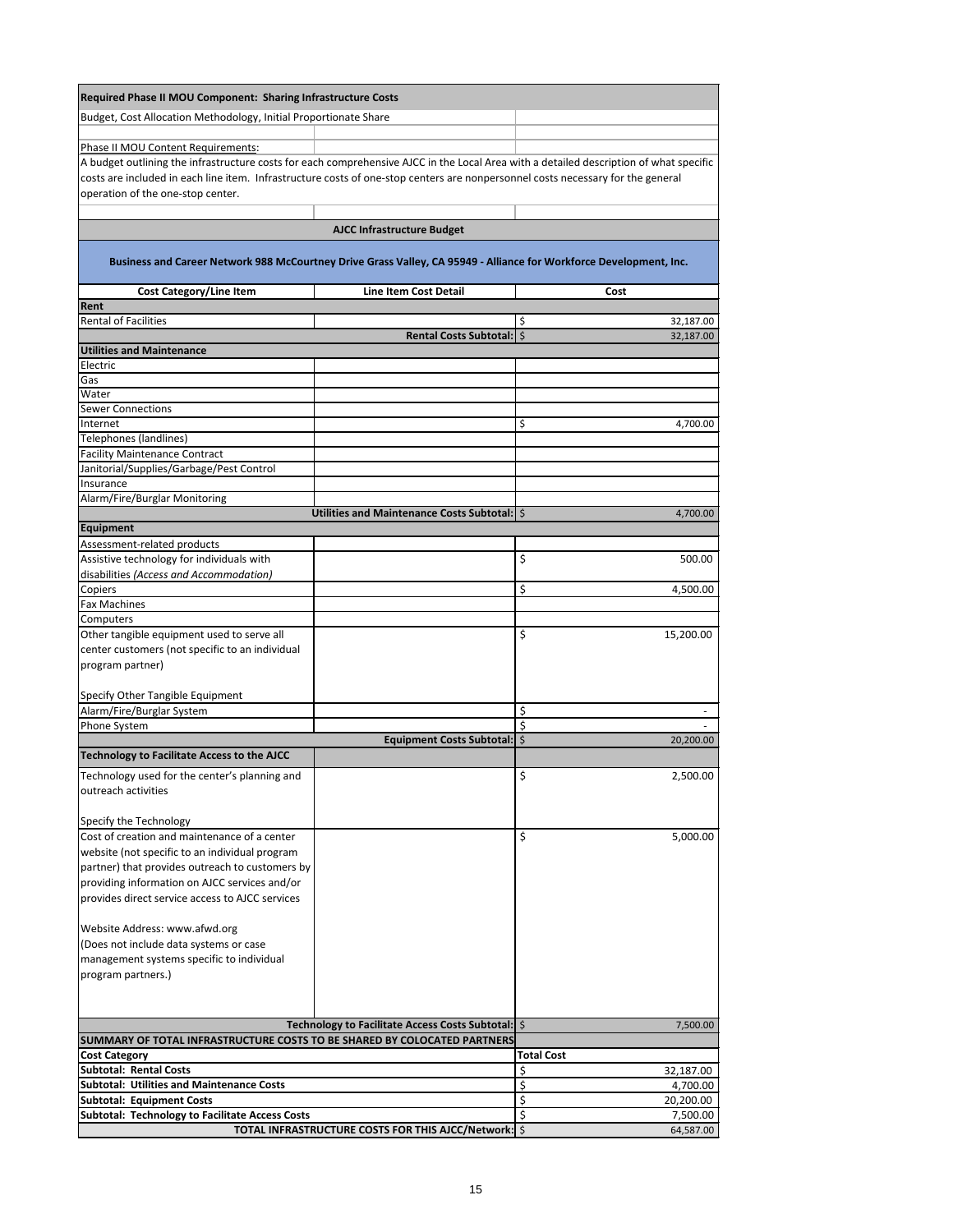**Required Phase II MOU Component: Sharing Infrastructure Costs**

Budget, Cost Allocation Methodology, Initial Proportionate Share

Phase II MOU Content Requirements:

A budget outlining the infrastructure costs for each comprehensive AJCC in the Local Area with a detailed description of what specific costs are included in each line item. Infrastructure costs of one-stop centers are nonpersonnel costs necessary for the general operation of the one-stop center.

**AJCC Infrastructure Budget**

**Business and Career Network 988 McCourtney Drive Grass Valley, CA 95949 - Alliance for Workforce Development, Inc.**

| Cost Category/Line Item | Line Item Cost Detail | Cost |
|---|---|---|
| **Rent** | | |
| Rental of Facilities | | $ 32,187.00 |
| | **Rental Costs Subtotal:** | $ 32,187.00 |
| **Utilities and Maintenance** | | |
| Electric | | |
| Gas | | |
| Water | | |
| Sewer Connections | | |
| Internet | | $ 4,700.00 |
| Telephones (landlines) | | |
| Facility Maintenance Contract | | |
| Janitorial/Supplies/Garbage/Pest Control | | |
| Insurance | | |
| Alarm/Fire/Burglar Monitoring | | |
| | **Utilities and Maintenance Costs Subtotal:** | $ 4,700.00 |
| **Equipment** | | |
| Assessment-related products | | |
| Assistive technology for individuals with disabilities *(Access and Accommodation)* | | $ 500.00 |
| Copiers | | $ 4,500.00 |
| Fax Machines | | |
| Computers | | |
| Other tangible equipment used to serve all center customers (not specific to an individual program partner)<br><br>Specify Other Tangible Equipment | | $ 15,200.00 |
| Alarm/Fire/Burglar System | | $ - |
| Phone System | | $ - |
| | **Equipment Costs Subtotal:** | $ 20,200.00 |
| **Technology to Facilitate Access to the AJCC** | | |
| Technology used for the center's planning and outreach activities<br><br>Specify the Technology | | $ 2,500.00 |
| Cost of creation and maintenance of a center website (not specific to an individual program partner) that provides outreach to customers by providing information on AJCC services and/or provides direct service access to AJCC services<br><br>Website Address: www.afwd.org<br>(Does not include data systems or case management systems specific to individual program partners.) | | $ 5,000.00 |
| | **Technology to Facilitate Access Costs Subtotal:** | $ 7,500.00 |

| **SUMMARY OF TOTAL INFRASTRUCTURE COSTS TO BE SHARED BY COLOCATED PARTNERS** | |
|---|---|
| **Cost Category** | **Total Cost** |
| **Subtotal: Rental Costs** | $ 32,187.00 |
| **Subtotal: Utilities and Maintenance Costs** | $ 4,700.00 |
| **Subtotal: Equipment Costs** | $ 20,200.00 |
| **Subtotal: Technology to Facilitate Access Costs** | $ 7,500.00 |
| **TOTAL INFRASTRUCTURE COSTS FOR THIS AJCC/Network:** | $ 64,587.00 |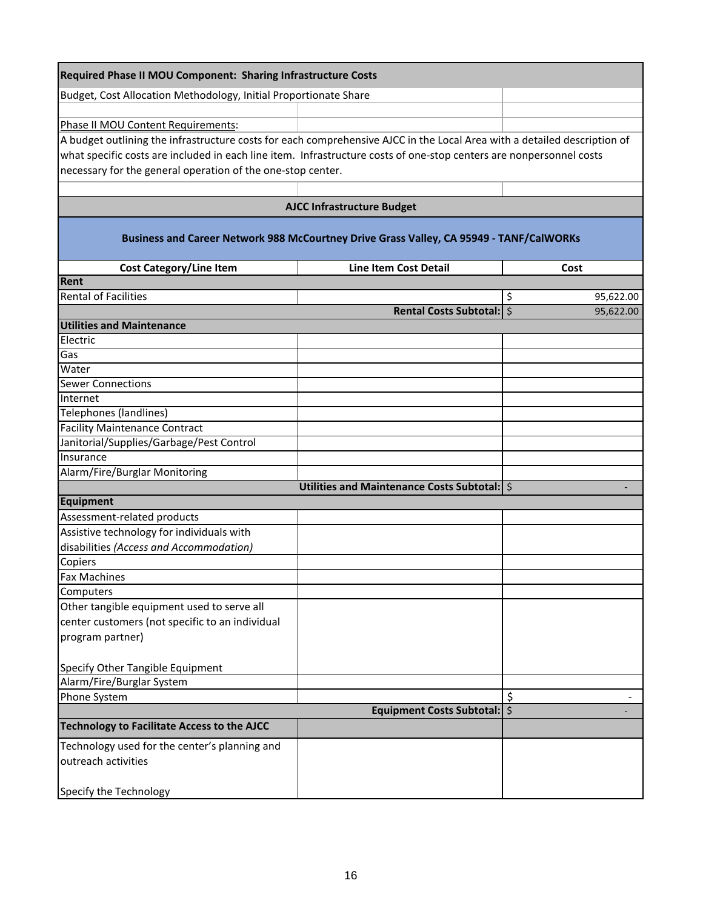| Required Phase II MOU Component: Sharing Infrastructure Costs | | |
|---|---|---|
| Budget, Cost Allocation Methodology, Initial Proportionate Share | | |
| | | |
| Phase II MOU Content Requirements: | | |
| A budget outlining the infrastructure costs for each comprehensive AJCC in the Local Area with a detailed description of what specific costs are included in each line item. Infrastructure costs of one-stop centers are nonpersonnel costs necessary for the general operation of the one-stop center. | | |
| | | |
| **AJCC Infrastructure Budget** | | |
| **Business and Career Network 988 McCourtney Drive Grass Valley, CA 95949 - TANF/CalWORKs** | | |
| **Cost Category/Line Item** | **Line Item Cost Detail** | **Cost** |
| **Rent** | | |
| Rental of Facilities | | $ 95,622.00 |
| | **Rental Costs Subtotal:** | $ 95,622.00 |
| **Utilities and Maintenance** | | |
| Electric | | |
| Gas | | |
| Water | | |
| Sewer Connections | | |
| Internet | | |
| Telephones (landlines) | | |
| Facility Maintenance Contract | | |
| Janitorial/Supplies/Garbage/Pest Control | | |
| Insurance | | |
| Alarm/Fire/Burglar Monitoring | | |
| | **Utilities and Maintenance Costs Subtotal:** | $ - |
| **Equipment** | | |
| Assessment-related products | | |
| Assistive technology for individuals with disabilities *(Access and Accommodation)* | | |
| Copiers | | |
| Fax Machines | | |
| Computers | | |
| Other tangible equipment used to serve all center customers (not specific to an individual program partner)<br><br>Specify Other Tangible Equipment | | |
| Alarm/Fire/Burglar System | | |
| Phone System | | $ - |
| | **Equipment Costs Subtotal:** | $ - |
| **Technology to Facilitate Access to the AJCC** | | |
| Technology used for the center's planning and outreach activities<br><br>Specify the Technology | | |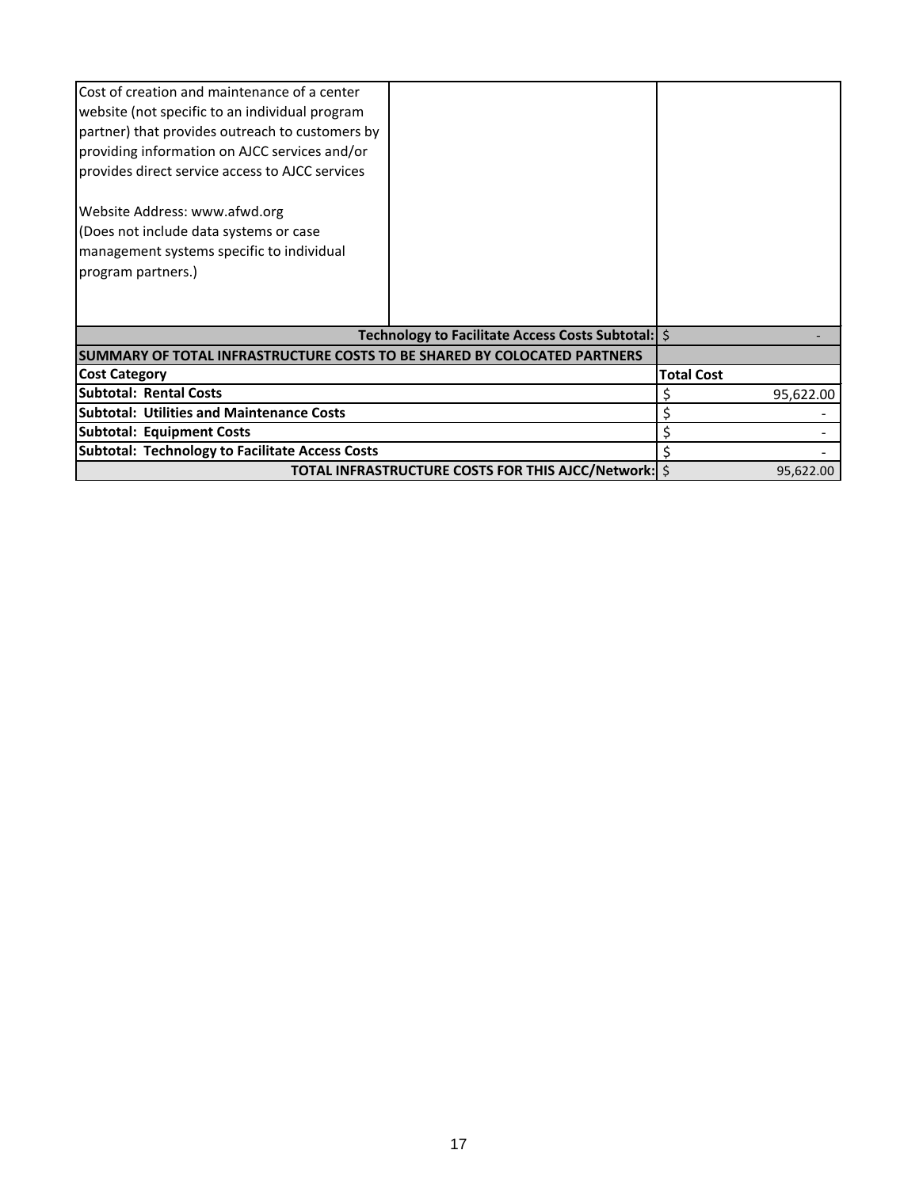| | | |
|---|---|---|
| Cost of creation and maintenance of a center website (not specific to an individual program partner) that provides outreach to customers by providing information on AJCC services and/or provides direct service access to AJCC services<br><br>Website Address: www.afwd.org<br>(Does not include data systems or case management systems specific to individual program partners.) | | |
| | **Technology to Facilitate Access Costs Subtotal:** | $ - |

| **SUMMARY OF TOTAL INFRASTRUCTURE COSTS TO BE SHARED BY COLOCATED PARTNERS** | |
|---|---|
| **Cost Category** | **Total Cost** |
| **Subtotal: Rental Costs** | $ 95,622.00 |
| **Subtotal: Utilities and Maintenance Costs** | $ - |
| **Subtotal: Equipment Costs** | $ - |
| **Subtotal: Technology to Facilitate Access Costs** | $ - |
| **TOTAL INFRASTRUCTURE COSTS FOR THIS AJCC/Network:** | $ 95,622.00 |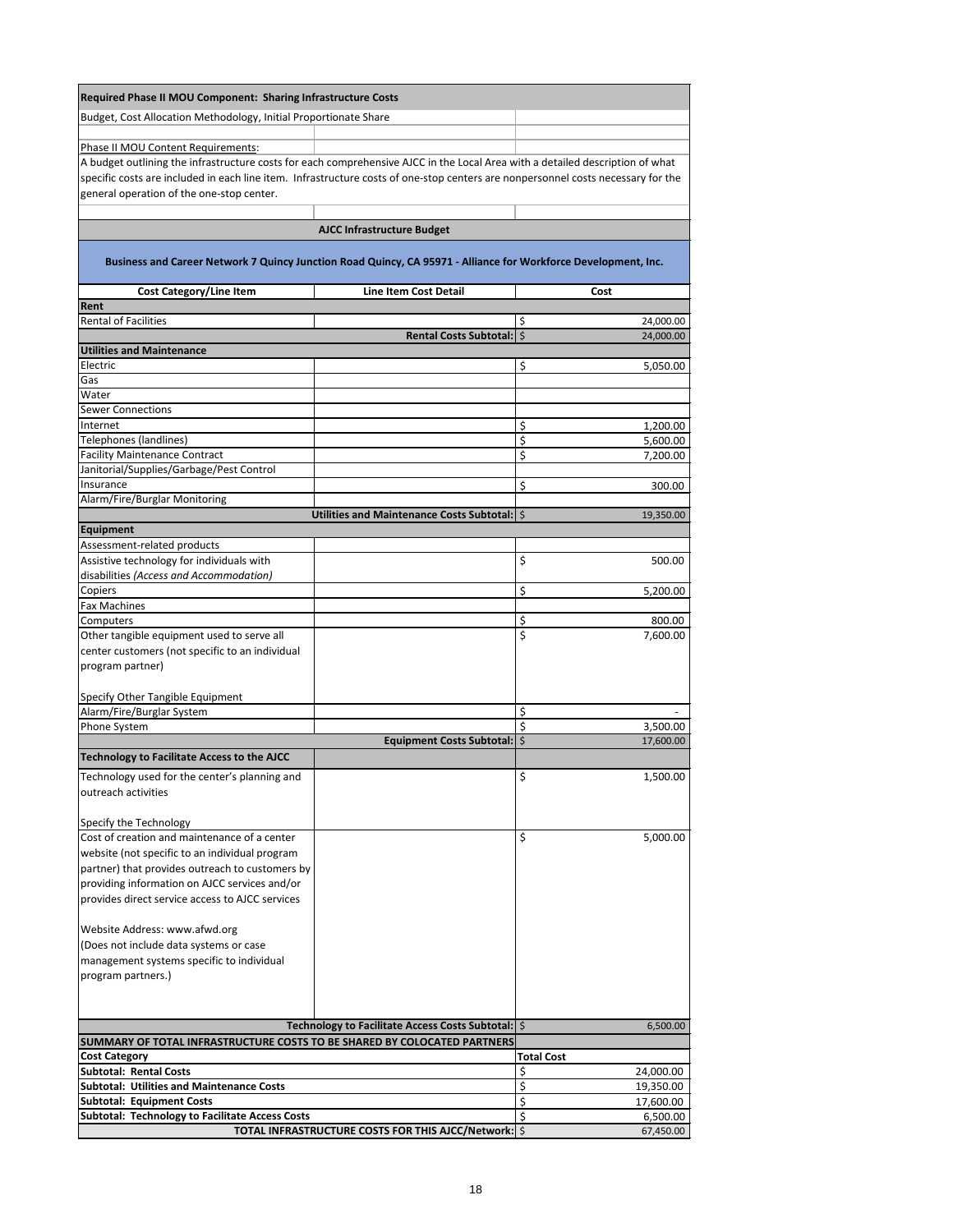**Required Phase II MOU Component: Sharing Infrastructure Costs**

Budget, Cost Allocation Methodology, Initial Proportionate Share

Phase II MOU Content Requirements:

A budget outlining the infrastructure costs for each comprehensive AJCC in the Local Area with a detailed description of what specific costs are included in each line item. Infrastructure costs of one-stop centers are nonpersonnel costs necessary for the general operation of the one-stop center.

**AJCC Infrastructure Budget**

**Business and Career Network 7 Quincy Junction Road Quincy, CA 95971 - Alliance for Workforce Development, Inc.**

| Cost Category/Line Item | Line Item Cost Detail | Cost |
|---|---|---|
| **Rent** | | |
| Rental of Facilities | | $ 24,000.00 |
| | **Rental Costs Subtotal:** | $ 24,000.00 |
| **Utilities and Maintenance** | | |
| Electric | | $ 5,050.00 |
| Gas | | |
| Water | | |
| Sewer Connections | | |
| Internet | | $ 1,200.00 |
| Telephones (landlines) | | $ 5,600.00 |
| Facility Maintenance Contract | | $ 7,200.00 |
| Janitorial/Supplies/Garbage/Pest Control | | |
| Insurance | | $ 300.00 |
| Alarm/Fire/Burglar Monitoring | | |
| | **Utilities and Maintenance Costs Subtotal:** | $ 19,350.00 |
| **Equipment** | | |
| Assessment-related products | | |
| Assistive technology for individuals with disabilities *(Access and Accommodation)* | | $ 500.00 |
| Copiers | | $ 5,200.00 |
| Fax Machines | | |
| Computers | | $ 800.00 |
| Other tangible equipment used to serve all center customers (not specific to an individual program partner)<br><br>Specify Other Tangible Equipment | | $ 7,600.00 |
| Alarm/Fire/Burglar System | | $ - |
| Phone System | | $ 3,500.00 |
| | **Equipment Costs Subtotal:** | $ 17,600.00 |
| **Technology to Facilitate Access to the AJCC** | | |
| Technology used for the center's planning and outreach activities<br><br>Specify the Technology | | $ 1,500.00 |
| Cost of creation and maintenance of a center website (not specific to an individual program partner) that provides outreach to customers by providing information on AJCC services and/or provides direct service access to AJCC services<br><br>Website Address: www.afwd.org<br>(Does not include data systems or case management systems specific to individual program partners.) | | $ 5,000.00 |
| | **Technology to Facilitate Access Costs Subtotal:** | $ 6,500.00 |

**SUMMARY OF TOTAL INFRASTRUCTURE COSTS TO BE SHARED BY COLOCATED PARTNERS**

| Cost Category | Total Cost |
|---|---|
| **Subtotal: Rental Costs** | $ 24,000.00 |
| **Subtotal: Utilities and Maintenance Costs** | $ 19,350.00 |
| **Subtotal: Equipment Costs** | $ 17,600.00 |
| **Subtotal: Technology to Facilitate Access Costs** | $ 6,500.00 |
| **TOTAL INFRASTRUCTURE COSTS FOR THIS AJCC/Network:** | $ 67,450.00 |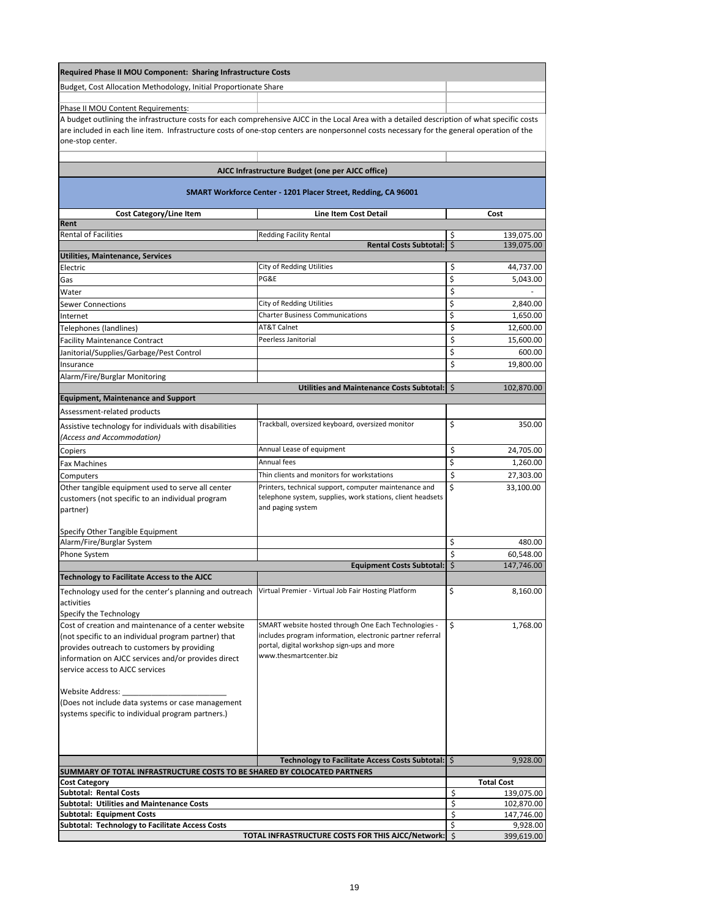**Required Phase II MOU Component: Sharing Infrastructure Costs**

Budget, Cost Allocation Methodology, Initial Proportionate Share

Phase II MOU Content Requirements:

A budget outlining the infrastructure costs for each comprehensive AJCC in the Local Area with a detailed description of what specific costs are included in each line item. Infrastructure costs of one-stop centers are nonpersonnel costs necessary for the general operation of the one-stop center.

**AJCC Infrastructure Budget (one per AJCC office)**

**SMART Workforce Center - 1201 Placer Street, Redding, CA 96001**

| Cost Category/Line Item | Line Item Cost Detail | Cost |
|---|---|---|
| **Rent** | | |
| Rental of Facilities | Redding Facility Rental | $ 139,075.00 |
| | **Rental Costs Subtotal:** | $ 139,075.00 |
| **Utilities, Maintenance, Services** | | |
| Electric | City of Redding Utilities | $ 44,737.00 |
| Gas | PG&E | $ 5,043.00 |
| Water | | $ - |
| Sewer Connections | City of Redding Utilities | $ 2,840.00 |
| Internet | Charter Business Communications | $ 1,650.00 |
| Telephones (landlines) | AT&T Calnet | $ 12,600.00 |
| Facility Maintenance Contract | Peerless Janitorial | $ 15,600.00 |
| Janitorial/Supplies/Garbage/Pest Control | | $ 600.00 |
| Insurance | | $ 19,800.00 |
| Alarm/Fire/Burglar Monitoring | | |
| | **Utilities and Maintenance Costs Subtotal:** | $ 102,870.00 |
| **Equipment, Maintenance and Support** | | |
| Assessment-related products | | |
| Assistive technology for individuals with disabilities *(Access and Accommodation)* | Trackball, oversized keyboard, oversized monitor | $ 350.00 |
| Copiers | Annual Lease of equipment | $ 24,705.00 |
| Fax Machines | Annual fees | $ 1,260.00 |
| Computers | Thin clients and monitors for workstations | $ 27,303.00 |
| Other tangible equipment used to serve all center customers (not specific to an individual program partner)<br><br>Specify Other Tangible Equipment | Printers, technical support, computer maintenance and telephone system, supplies, work stations, client headsets and paging system | $ 33,100.00 |
| Alarm/Fire/Burglar System | | $ 480.00 |
| Phone System | | $ 60,548.00 |
| | **Equipment Costs Subtotal:** | $ 147,746.00 |
| **Technology to Facilitate Access to the AJCC** | | |
| Technology used for the center's planning and outreach activities<br>Specify the Technology | Virtual Premier - Virtual Job Fair Hosting Platform | $ 8,160.00 |
| Cost of creation and maintenance of a center website (not specific to an individual program partner) that provides outreach to customers by providing information on AJCC services and/or provides direct service access to AJCC services<br><br>Website Address: ________________________<br>(Does not include data systems or case management systems specific to individual program partners.) | SMART website hosted through One Each Technologies - includes program information, electronic partner referral portal, digital workshop sign-ups and more www.thesmartcenter.biz | $ 1,768.00 |
| | **Technology to Facilitate Access Costs Subtotal:** | $ 9,928.00 |

| **SUMMARY OF TOTAL INFRASTRUCTURE COSTS TO BE SHARED BY COLOCATED PARTNERS** | |
|---|---|
| **Cost Category** | **Total Cost** |
| **Subtotal: Rental Costs** | $ 139,075.00 |
| **Subtotal: Utilities and Maintenance Costs** | $ 102,870.00 |
| **Subtotal: Equipment Costs** | $ 147,746.00 |
| **Subtotal: Technology to Facilitate Access Costs** | $ 9,928.00 |
| **TOTAL INFRASTRUCTURE COSTS FOR THIS AJCC/Network:** | $ 399,619.00 |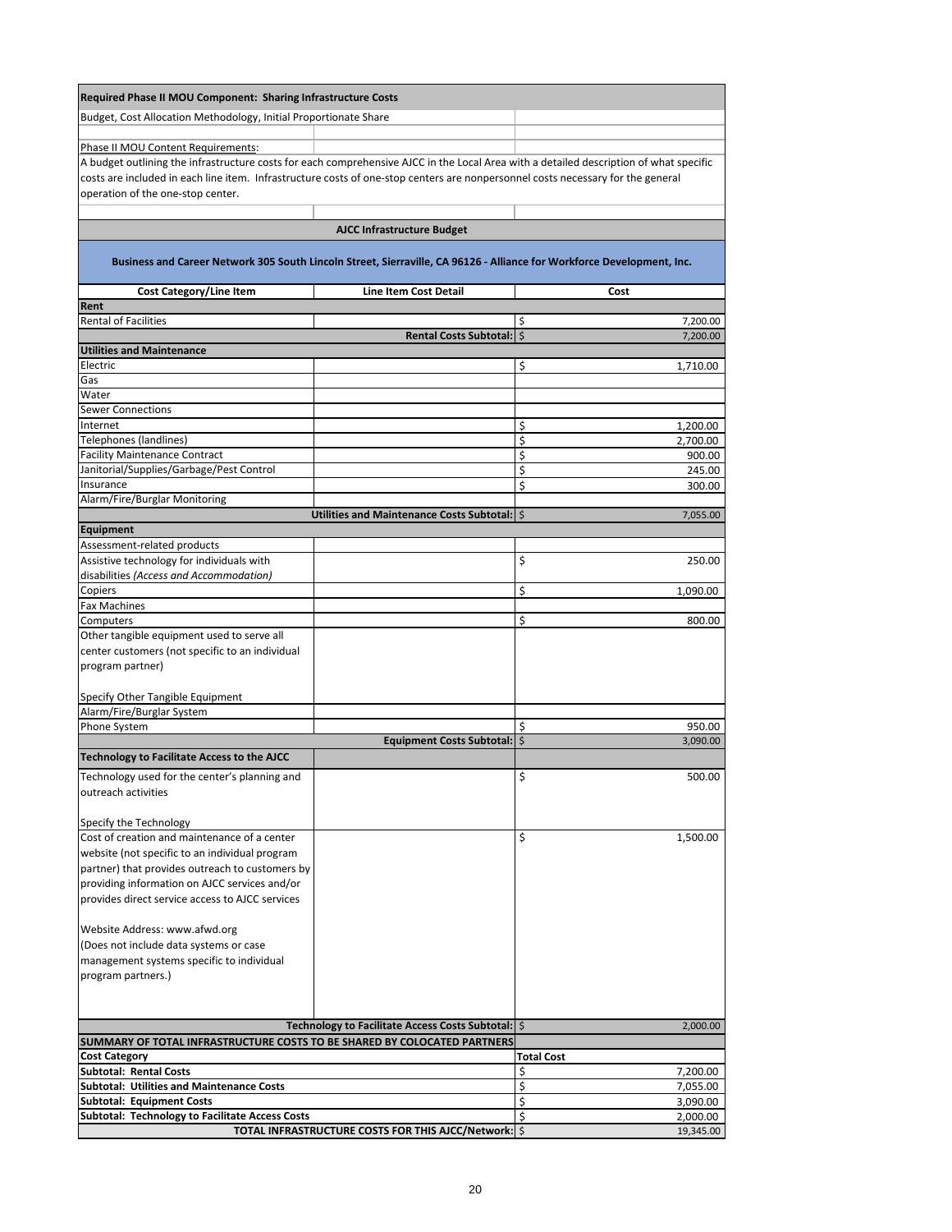**Required Phase II MOU Component: Sharing Infrastructure Costs**

Budget, Cost Allocation Methodology, Initial Proportionate Share

Phase II MOU Content Requirements:

A budget outlining the infrastructure costs for each comprehensive AJCC in the Local Area with a detailed description of what specific costs are included in each line item. Infrastructure costs of one-stop centers are nonpersonnel costs necessary for the general operation of the one-stop center.

**AJCC Infrastructure Budget**

**Business and Career Network 305 South Lincoln Street, Sierraville, CA 96126 - Alliance for Workforce Development, Inc.**

| Cost Category/Line Item | Line Item Cost Detail | Cost |
|---|---|---|
| **Rent** | | |
| Rental of Facilities | | $ 7,200.00 |
| | **Rental Costs Subtotal:** | $ 7,200.00 |
| **Utilities and Maintenance** | | |
| Electric | | $ 1,710.00 |
| Gas | | |
| Water | | |
| Sewer Connections | | |
| Internet | | $ 1,200.00 |
| Telephones (landlines) | | $ 2,700.00 |
| Facility Maintenance Contract | | $ 900.00 |
| Janitorial/Supplies/Garbage/Pest Control | | $ 245.00 |
| Insurance | | $ 300.00 |
| Alarm/Fire/Burglar Monitoring | | |
| | **Utilities and Maintenance Costs Subtotal:** | $ 7,055.00 |
| **Equipment** | | |
| Assessment-related products | | |
| Assistive technology for individuals with disabilities *(Access and Accommodation)* | | $ 250.00 |
| Copiers | | $ 1,090.00 |
| Fax Machines | | |
| Computers | | $ 800.00 |
| Other tangible equipment used to serve all center customers (not specific to an individual program partner)<br><br>Specify Other Tangible Equipment | | |
| Alarm/Fire/Burglar System | | |
| Phone System | | $ 950.00 |
| | **Equipment Costs Subtotal:** | $ 3,090.00 |
| **Technology to Facilitate Access to the AJCC** | | |
| Technology used for the center's planning and outreach activities<br><br>Specify the Technology | | $ 500.00 |
| Cost of creation and maintenance of a center website (not specific to an individual program partner) that provides outreach to customers by providing information on AJCC services and/or provides direct service access to AJCC services<br><br>Website Address: www.afwd.org<br>(Does not include data systems or case management systems specific to individual program partners.) | | $ 1,500.00 |
| | **Technology to Facilitate Access Costs Subtotal:** | $ 2,000.00 |

| SUMMARY OF TOTAL INFRASTRUCTURE COSTS TO BE SHARED BY COLOCATED PARTNERS | |
|---|---|
| **Cost Category** | **Total Cost** |
| **Subtotal: Rental Costs** | $ 7,200.00 |
| **Subtotal: Utilities and Maintenance Costs** | $ 7,055.00 |
| **Subtotal: Equipment Costs** | $ 3,090.00 |
| **Subtotal: Technology to Facilitate Access Costs** | $ 2,000.00 |
| **TOTAL INFRASTRUCTURE COSTS FOR THIS AJCC/Network:** | $ 19,345.00 |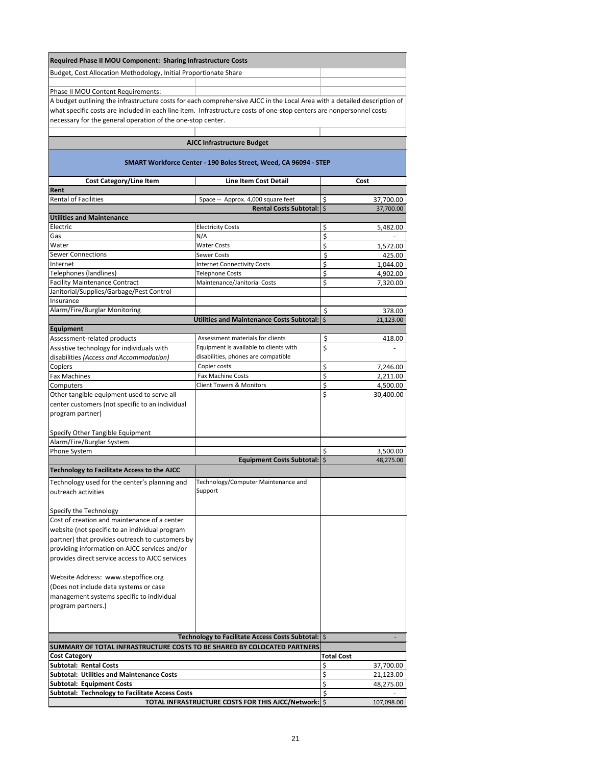**Required Phase II MOU Component: Sharing Infrastructure Costs**

Budget, Cost Allocation Methodology, Initial Proportionate Share

Phase II MOU Content Requirements:

A budget outlining the infrastructure costs for each comprehensive AJCC in the Local Area with a detailed description of what specific costs are included in each line item. Infrastructure costs of one-stop centers are nonpersonnel costs necessary for the general operation of the one-stop center.

**AJCC Infrastructure Budget**

**SMART Workforce Center - 190 Boles Street, Weed, CA 96094 - STEP**

| Cost Category/Line Item | Line Item Cost Detail | Cost |
|---|---|---|
| **Rent** | | |
| Rental of Facilities | Space -- Approx. 4,000 square feet | $ 37,700.00 |
| | **Rental Costs Subtotal:** | $ 37,700.00 |
| **Utilities and Maintenance** | | |
| Electric | Electricity Costs | $ 5,482.00 |
| Gas | N/A | $ - |
| Water | Water Costs | $ 1,572.00 |
| Sewer Connections | Sewer Costs | $ 425.00 |
| Internet | Internet Connectivity Costs | $ 1,044.00 |
| Telephones (landlines) | Telephone Costs | $ 4,902.00 |
| Facility Maintenance Contract | Maintenance/Janitorial Costs | $ 7,320.00 |
| Janitorial/Supplies/Garbage/Pest Control | | |
| Insurance | | |
| Alarm/Fire/Burglar Monitoring | | $ 378.00 |
| | **Utilities and Maintenance Costs Subtotal:** | $ 21,123.00 |
| **Equipment** | | |
| Assessment-related products | Assessment materials for clients | $ 418.00 |
| Assistive technology for individuals with disabilities *(Access and Accommodation)* | Equipment is available to clients with disabilities, phones are compatible | $ - |
| Copiers | Copier costs | $ 7,246.00 |
| Fax Machines | Fax Machine Costs | $ 2,211.00 |
| Computers | Client Towers & Monitors | $ 4,500.00 |
| Other tangible equipment used to serve all center customers (not specific to an individual program partner)<br><br>Specify Other Tangible Equipment | | $ 30,400.00 |
| Alarm/Fire/Burglar System | | |
| Phone System | | $ 3,500.00 |
| | **Equipment Costs Subtotal:** | $ 48,275.00 |
| **Technology to Facilitate Access to the AJCC** | | |
| Technology used for the center's planning and outreach activities<br><br>Specify the Technology | Technology/Computer Maintenance and Support | |
| Cost of creation and maintenance of a center website (not specific to an individual program partner) that provides outreach to customers by providing information on AJCC services and/or provides direct service access to AJCC services<br><br>Website Address: www.stepoffice.org<br>(Does not include data systems or case management systems specific to individual program partners.) | | |
| | **Technology to Facilitate Access Costs Subtotal:** | $ - |

**SUMMARY OF TOTAL INFRASTRUCTURE COSTS TO BE SHARED BY COLOCATED PARTNERS**

| Cost Category | Total Cost |
|---|---|
| **Subtotal: Rental Costs** | $ 37,700.00 |
| **Subtotal: Utilities and Maintenance Costs** | $ 21,123.00 |
| **Subtotal: Equipment Costs** | $ 48,275.00 |
| **Subtotal: Technology to Facilitate Access Costs** | $ - |
| **TOTAL INFRASTRUCTURE COSTS FOR THIS AJCC/Network:** | $ 107,098.00 |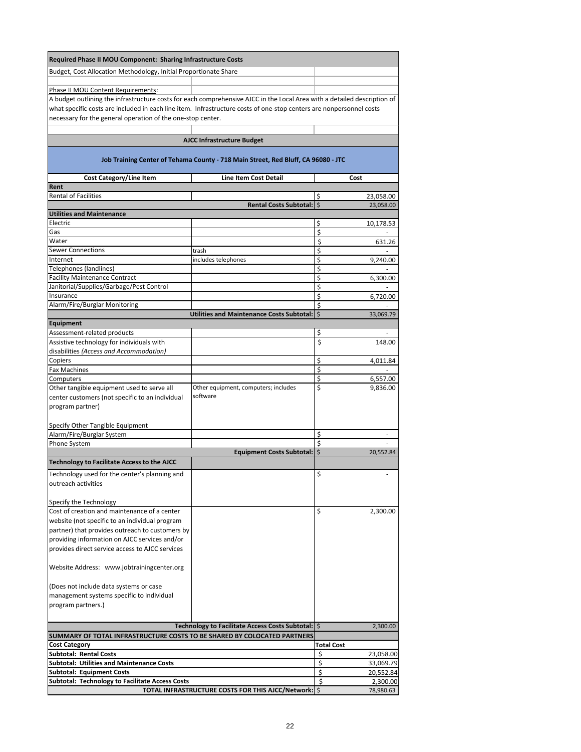**Required Phase II MOU Component: Sharing Infrastructure Costs**

Budget, Cost Allocation Methodology, Initial Proportionate Share

Phase II MOU Content Requirements:

A budget outlining the infrastructure costs for each comprehensive AJCC in the Local Area with a detailed description of what specific costs are included in each line item. Infrastructure costs of one-stop centers are nonpersonnel costs necessary for the general operation of the one-stop center.

**AJCC Infrastructure Budget**

**Job Training Center of Tehama County - 718 Main Street, Red Bluff, CA 96080 - JTC**

| Cost Category/Line Item | Line Item Cost Detail | Cost |
|---|---|---|
| **Rent** | | |
| Rental of Facilities | | $ 23,058.00 |
| | **Rental Costs Subtotal:** | $ 23,058.00 |
| **Utilities and Maintenance** | | |
| Electric | | $ 10,178.53 |
| Gas | | $ - |
| Water | | $ 631.26 |
| Sewer Connections | trash | $ - |
| Internet | includes telephones | $ 9,240.00 |
| Telephones (landlines) | | $ - |
| Facility Maintenance Contract | | $ 6,300.00 |
| Janitorial/Supplies/Garbage/Pest Control | | $ - |
| Insurance | | $ 6,720.00 |
| Alarm/Fire/Burglar Monitoring | | $ - |
| | **Utilities and Maintenance Costs Subtotal:** | $ 33,069.79 |
| **Equipment** | | |
| Assessment-related products | | $ - |
| Assistive technology for individuals with disabilities *(Access and Accommodation)* | | $ 148.00 |
| Copiers | | $ 4,011.84 |
| Fax Machines | | $ - |
| Computers | | $ 6,557.00 |
| Other tangible equipment used to serve all center customers (not specific to an individual program partner)<br><br>Specify Other Tangible Equipment | Other equipment, computers; includes software | $ 9,836.00 |
| Alarm/Fire/Burglar System | | $ - |
| Phone System | | $ - |
| | **Equipment Costs Subtotal:** | $ 20,552.84 |
| **Technology to Facilitate Access to the AJCC** | | |
| Technology used for the center's planning and outreach activities<br><br>Specify the Technology | | $ - |
| Cost of creation and maintenance of a center website (not specific to an individual program partner) that provides outreach to customers by providing information on AJCC services and/or provides direct service access to AJCC services<br><br>Website Address: www.jobtrainingcenter.org<br><br>(Does not include data systems or case management systems specific to individual program partners.) | | $ 2,300.00 |
| | **Technology to Facilitate Access Costs Subtotal:** | $ 2,300.00 |

| **SUMMARY OF TOTAL INFRASTRUCTURE COSTS TO BE SHARED BY COLOCATED PARTNERS** | |
|---|---|
| **Cost Category** | **Total Cost** |
| **Subtotal: Rental Costs** | $ 23,058.00 |
| **Subtotal: Utilities and Maintenance Costs** | $ 33,069.79 |
| **Subtotal: Equipment Costs** | $ 20,552.84 |
| **Subtotal: Technology to Facilitate Access Costs** | $ 2,300.00 |
| **TOTAL INFRASTRUCTURE COSTS FOR THIS AJCC/Network:** | $ 78,980.63 |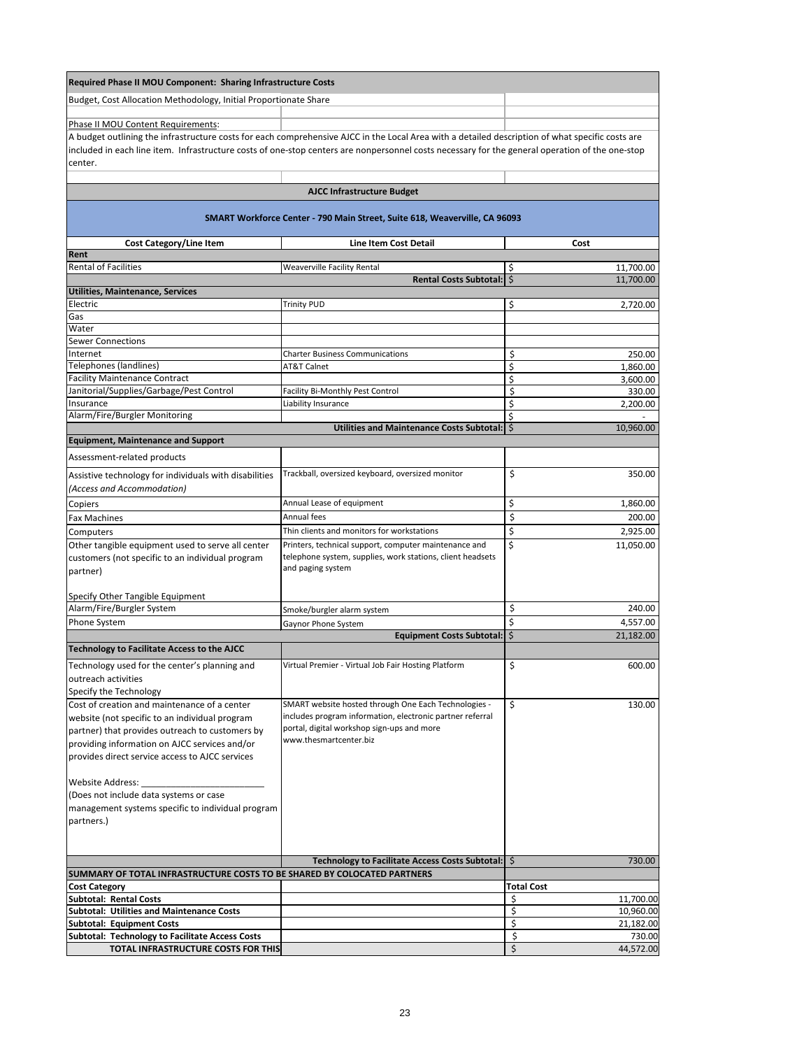| | | |
|---|---|---|
| **Required Phase II MOU Component: Sharing Infrastructure Costs** | | |
| Budget, Cost Allocation Methodology, Initial Proportionate Share | | |
| Phase II MOU Content Requirements: | | |
| A budget outlining the infrastructure costs for each comprehensive AJCC in the Local Area with a detailed description of what specific costs are included in each line item. Infrastructure costs of one-stop centers are nonpersonnel costs necessary for the general operation of the one-stop center. | | |
| | **AJCC Infrastructure Budget** | |
| | **SMART Workforce Center - 790 Main Street, Suite 618, Weaverville, CA 96093** | |
| **Cost Category/Line Item** | **Line Item Cost Detail** | **Cost** |
| **Rent** | | |
| Rental of Facilities | Weaverville Facility Rental | $ 11,700.00 |
| | **Rental Costs Subtotal:** | $ 11,700.00 |
| **Utilities, Maintenance, Services** | | |
| Electric | Trinity PUD | $ 2,720.00 |
| Gas | | |
| Water | | |
| Sewer Connections | | |
| Internet | Charter Business Communications | $ 250.00 |
| Telephones (landlines) | AT&T Calnet | $ 1,860.00 |
| Facility Maintenance Contract | | $ 3,600.00 |
| Janitorial/Supplies/Garbage/Pest Control | Facility Bi-Monthly Pest Control | $ 330.00 |
| Insurance | Liability Insurance | $ 2,200.00 |
| Alarm/Fire/Burgler Monitoring | | $ - |
| | **Utilities and Maintenance Costs Subtotal:** | $ 10,960.00 |
| **Equipment, Maintenance and Support** | | |
| Assessment-related products | | |
| Assistive technology for individuals with disabilities *(Access and Accommodation)* | Trackball, oversized keyboard, oversized monitor | $ 350.00 |
| Copiers | Annual Lease of equipment | $ 1,860.00 |
| Fax Machines | Annual fees | $ 200.00 |
| Computers | Thin clients and monitors for workstations | $ 2,925.00 |
| Other tangible equipment used to serve all center customers (not specific to an individual program partner) Specify Other Tangible Equipment | Printers, technical support, computer maintenance and telephone system, supplies, work stations, client headsets and paging system | $ 11,050.00 |
| Alarm/Fire/Burgler System | Smoke/burgler alarm system | $ 240.00 |
| Phone System | Gaynor Phone System | $ 4,557.00 |
| | **Equipment Costs Subtotal:** | $ 21,182.00 |
| **Technology to Facilitate Access to the AJCC** | | |
| Technology used for the center's planning and outreach activities Specify the Technology | Virtual Premier - Virtual Job Fair Hosting Platform | $ 600.00 |
| Cost of creation and maintenance of a center website (not specific to an individual program partner) that provides outreach to customers by providing information on AJCC services and/or provides direct service access to AJCC services Website Address: ________________ (Does not include data systems or case management systems specific to individual program partners.) | SMART website hosted through One Each Technologies - includes program information, electronic partner referral portal, digital workshop sign-ups and more www.thesmartcenter.biz | $ 130.00 |
| | **Technology to Facilitate Access Costs Subtotal:** | $ 730.00 |
| **SUMMARY OF TOTAL INFRASTRUCTURE COSTS TO BE SHARED BY COLOCATED PARTNERS** | | |
| **Cost Category** | | **Total Cost** |
| **Subtotal: Rental Costs** | | $ 11,700.00 |
| **Subtotal: Utilities and Maintenance Costs** | | $ 10,960.00 |
| **Subtotal: Equipment Costs** | | $ 21,182.00 |
| **Subtotal: Technology to Facilitate Access Costs** | | $ 730.00 |
| **TOTAL INFRASTRUCTURE COSTS FOR THIS** | | $ 44,572.00 |